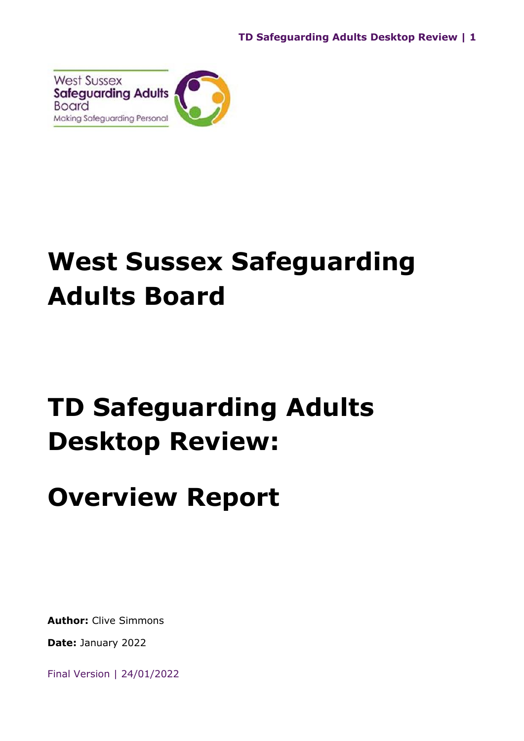# West Sussex Safeguarding Adults Board

# TD Safeguarding Adults Desktop Review:

# Overview Report

**Author:** Clive Simmons

**Date:** January 2022

Final Version | 24/01/2022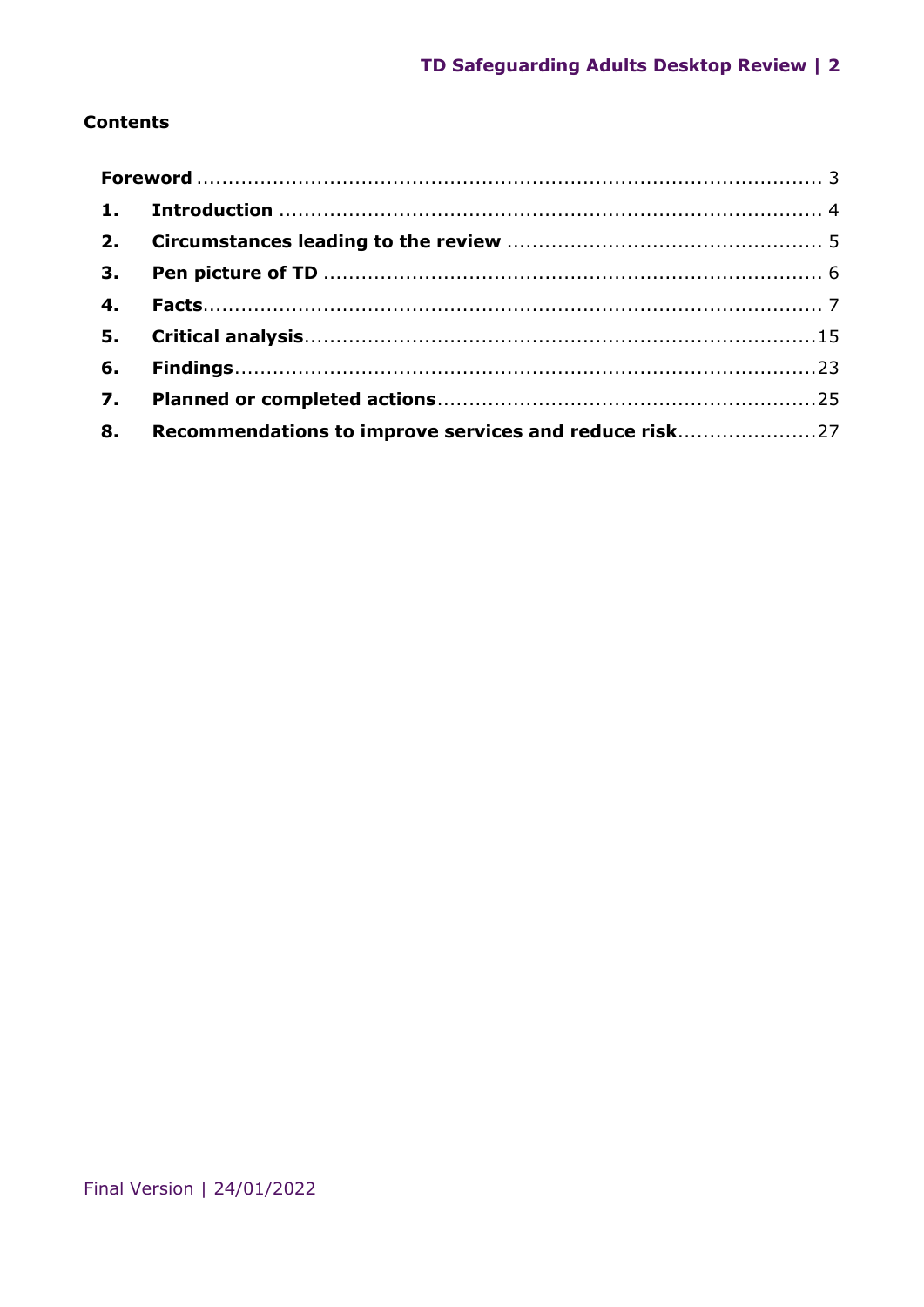**Contents**

**Foreword** .......... 3

1. **Introduction** .......... 4
2. **Circumstances leading to the review** .......... 5
3. **Pen picture of TD** .......... 6
4. **Facts** .......... 7
5. **Critical analysis** .......... 15
6. **Findings** .......... 23
7. **Planned or completed actions** .......... 25
8. **Recommendations to improve services and reduce risk** .......... 27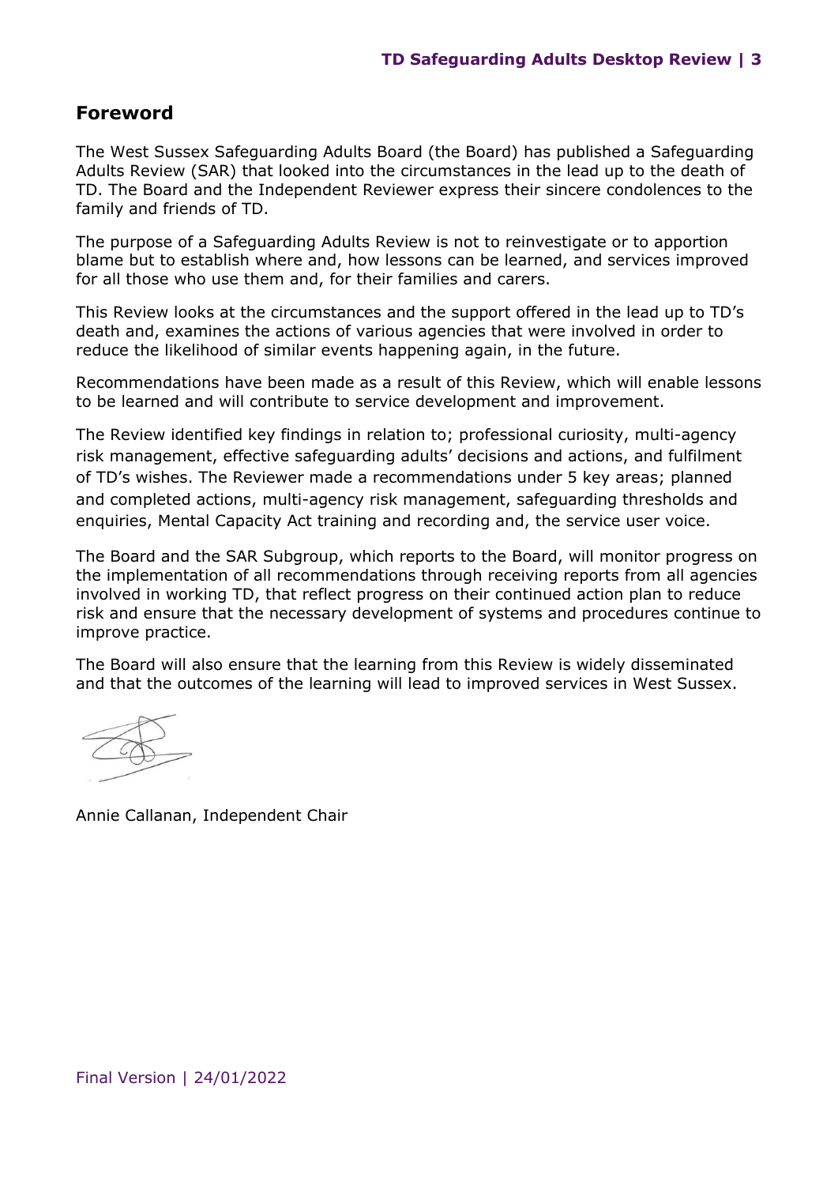## Foreword

The West Sussex Safeguarding Adults Board (the Board) has published a Safeguarding Adults Review (SAR) that looked into the circumstances in the lead up to the death of TD. The Board and the Independent Reviewer express their sincere condolences to the family and friends of TD.

The purpose of a Safeguarding Adults Review is not to reinvestigate or to apportion blame but to establish where and, how lessons can be learned, and services improved for all those who use them and, for their families and carers.

This Review looks at the circumstances and the support offered in the lead up to TD's death and, examines the actions of various agencies that were involved in order to reduce the likelihood of similar events happening again, in the future.

Recommendations have been made as a result of this Review, which will enable lessons to be learned and will contribute to service development and improvement.

The Review identified key findings in relation to; professional curiosity, multi-agency risk management, effective safeguarding adults' decisions and actions, and fulfilment of TD's wishes. The Reviewer made a recommendations under 5 key areas; planned and completed actions, multi-agency risk management, safeguarding thresholds and enquiries, Mental Capacity Act training and recording and, the service user voice.

The Board and the SAR Subgroup, which reports to the Board, will monitor progress on the implementation of all recommendations through receiving reports from all agencies involved in working TD, that reflect progress on their continued action plan to reduce risk and ensure that the necessary development of systems and procedures continue to improve practice.

The Board will also ensure that the learning from this Review is widely disseminated and that the outcomes of the learning will lead to improved services in West Sussex.

Annie Callanan, Independent Chair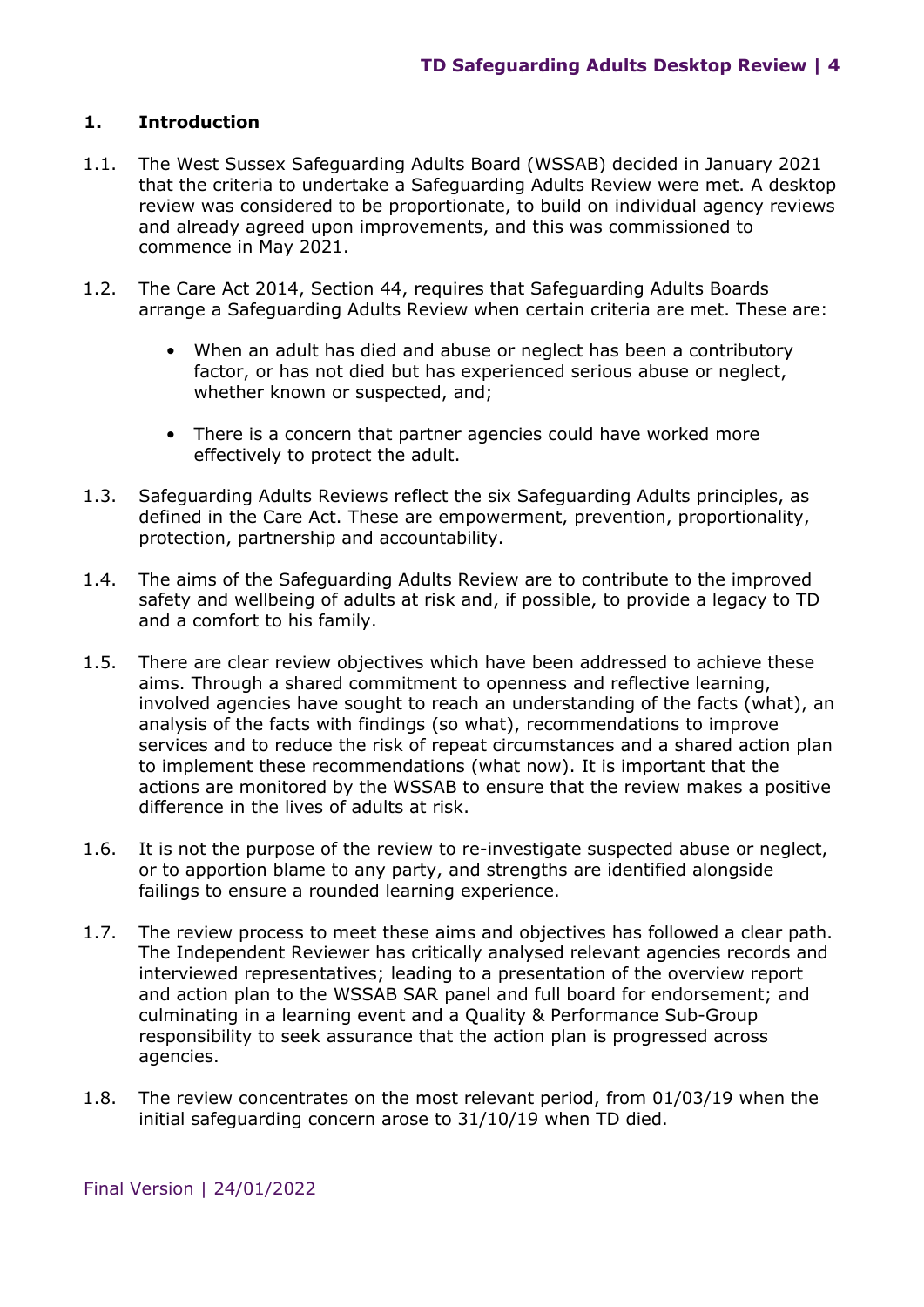## 1. Introduction

1.1. The West Sussex Safeguarding Adults Board (WSSAB) decided in January 2021 that the criteria to undertake a Safeguarding Adults Review were met. A desktop review was considered to be proportionate, to build on individual agency reviews and already agreed upon improvements, and this was commissioned to commence in May 2021.

1.2. The Care Act 2014, Section 44, requires that Safeguarding Adults Boards arrange a Safeguarding Adults Review when certain criteria are met. These are:

- When an adult has died and abuse or neglect has been a contributory factor, or has not died but has experienced serious abuse or neglect, whether known or suspected, and;
- There is a concern that partner agencies could have worked more effectively to protect the adult.

1.3. Safeguarding Adults Reviews reflect the six Safeguarding Adults principles, as defined in the Care Act. These are empowerment, prevention, proportionality, protection, partnership and accountability.

1.4. The aims of the Safeguarding Adults Review are to contribute to the improved safety and wellbeing of adults at risk and, if possible, to provide a legacy to TD and a comfort to his family.

1.5. There are clear review objectives which have been addressed to achieve these aims. Through a shared commitment to openness and reflective learning, involved agencies have sought to reach an understanding of the facts (what), an analysis of the facts with findings (so what), recommendations to improve services and to reduce the risk of repeat circumstances and a shared action plan to implement these recommendations (what now). It is important that the actions are monitored by the WSSAB to ensure that the review makes a positive difference in the lives of adults at risk.

1.6. It is not the purpose of the review to re-investigate suspected abuse or neglect, or to apportion blame to any party, and strengths are identified alongside failings to ensure a rounded learning experience.

1.7. The review process to meet these aims and objectives has followed a clear path. The Independent Reviewer has critically analysed relevant agencies records and interviewed representatives; leading to a presentation of the overview report and action plan to the WSSAB SAR panel and full board for endorsement; and culminating in a learning event and a Quality & Performance Sub-Group responsibility to seek assurance that the action plan is progressed across agencies.

1.8. The review concentrates on the most relevant period, from 01/03/19 when the initial safeguarding concern arose to 31/10/19 when TD died.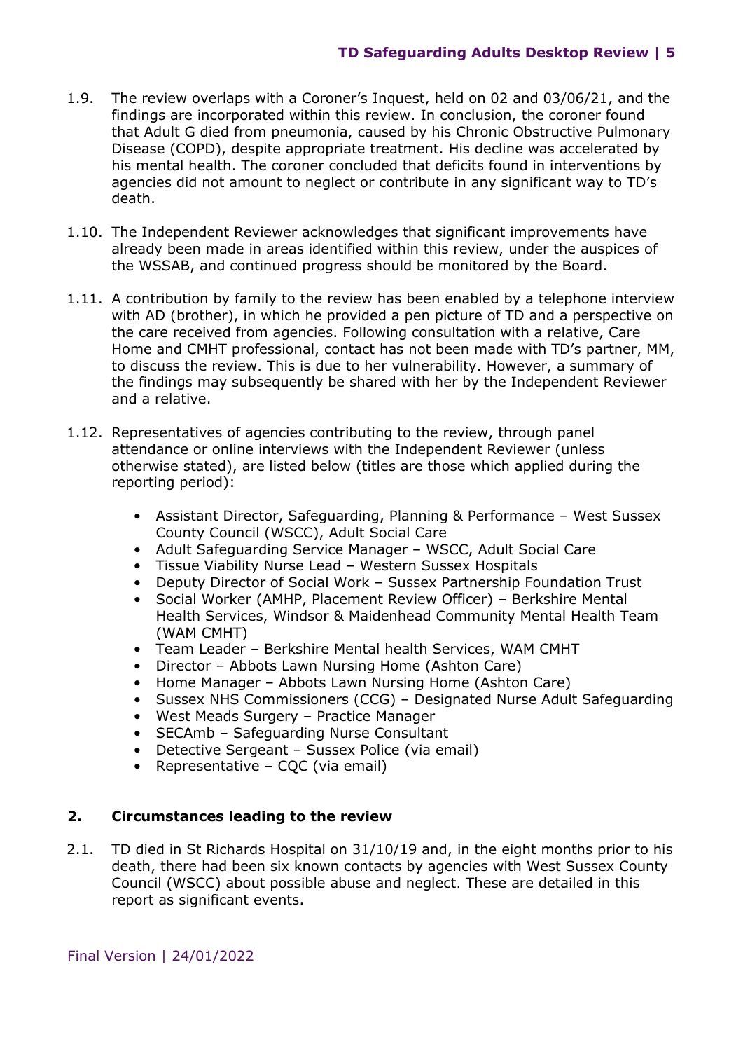1.9. The review overlaps with a Coroner's Inquest, held on 02 and 03/06/21, and the findings are incorporated within this review. In conclusion, the coroner found that Adult G died from pneumonia, caused by his Chronic Obstructive Pulmonary Disease (COPD), despite appropriate treatment. His decline was accelerated by his mental health. The coroner concluded that deficits found in interventions by agencies did not amount to neglect or contribute in any significant way to TD's death.

1.10. The Independent Reviewer acknowledges that significant improvements have already been made in areas identified within this review, under the auspices of the WSSAB, and continued progress should be monitored by the Board.

1.11. A contribution by family to the review has been enabled by a telephone interview with AD (brother), in which he provided a pen picture of TD and a perspective on the care received from agencies. Following consultation with a relative, Care Home and CMHT professional, contact has not been made with TD's partner, MM, to discuss the review. This is due to her vulnerability. However, a summary of the findings may subsequently be shared with her by the Independent Reviewer and a relative.

1.12. Representatives of agencies contributing to the review, through panel attendance or online interviews with the Independent Reviewer (unless otherwise stated), are listed below (titles are those which applied during the reporting period):

- Assistant Director, Safeguarding, Planning & Performance – West Sussex County Council (WSCC), Adult Social Care
- Adult Safeguarding Service Manager – WSCC, Adult Social Care
- Tissue Viability Nurse Lead – Western Sussex Hospitals
- Deputy Director of Social Work – Sussex Partnership Foundation Trust
- Social Worker (AMHP, Placement Review Officer) – Berkshire Mental Health Services, Windsor & Maidenhead Community Mental Health Team (WAM CMHT)
- Team Leader – Berkshire Mental health Services, WAM CMHT
- Director – Abbots Lawn Nursing Home (Ashton Care)
- Home Manager – Abbots Lawn Nursing Home (Ashton Care)
- Sussex NHS Commissioners (CCG) – Designated Nurse Adult Safeguarding
- West Meads Surgery – Practice Manager
- SECAmb – Safeguarding Nurse Consultant
- Detective Sergeant – Sussex Police (via email)
- Representative – CQC (via email)

## 2. Circumstances leading to the review

2.1. TD died in St Richards Hospital on 31/10/19 and, in the eight months prior to his death, there had been six known contacts by agencies with West Sussex County Council (WSCC) about possible abuse and neglect. These are detailed in this report as significant events.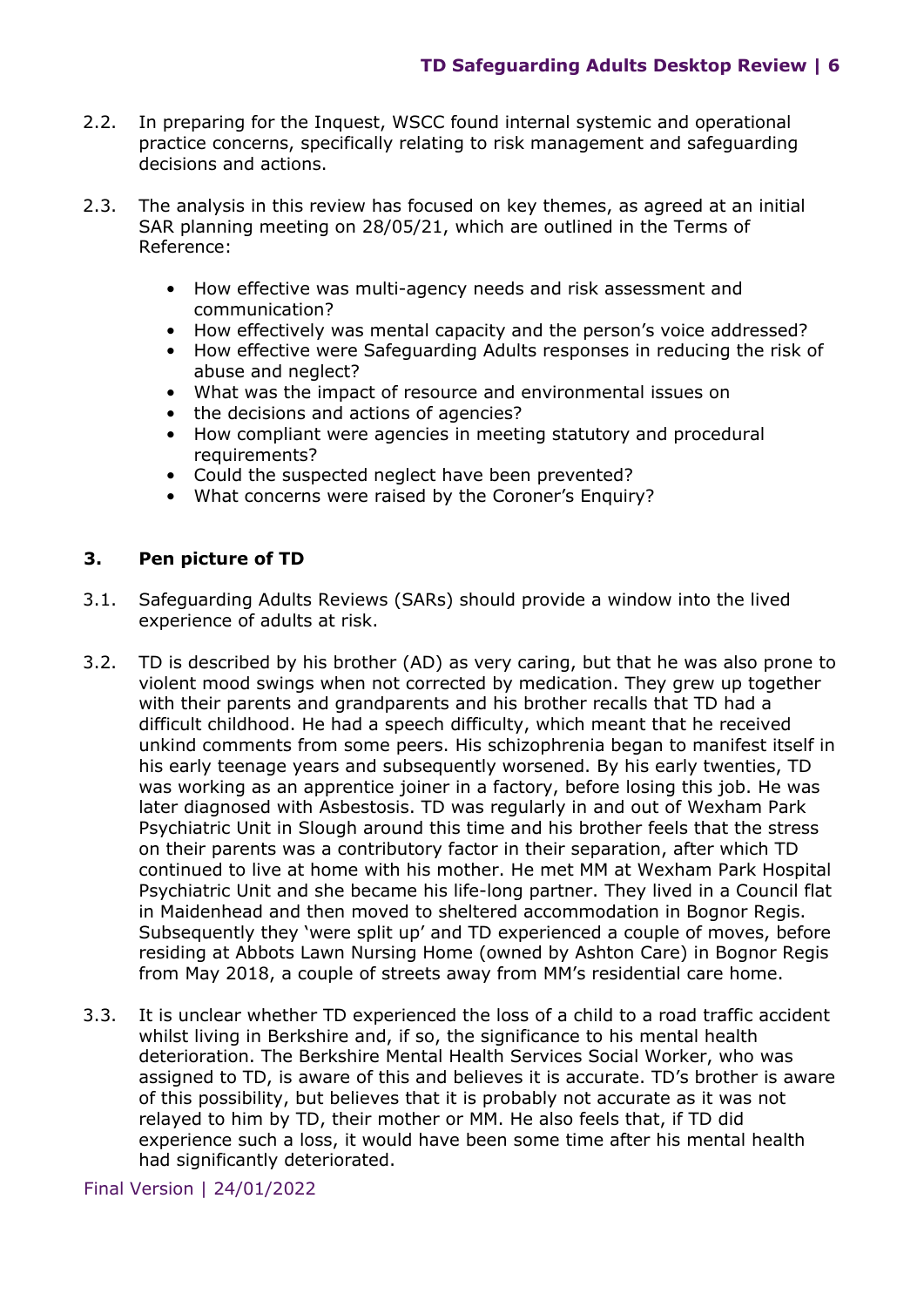2.2. In preparing for the Inquest, WSCC found internal systemic and operational practice concerns, specifically relating to risk management and safeguarding decisions and actions.

2.3. The analysis in this review has focused on key themes, as agreed at an initial SAR planning meeting on 28/05/21, which are outlined in the Terms of Reference:

- How effective was multi-agency needs and risk assessment and communication?
- How effectively was mental capacity and the person's voice addressed?
- How effective were Safeguarding Adults responses in reducing the risk of abuse and neglect?
- What was the impact of resource and environmental issues on
- the decisions and actions of agencies?
- How compliant were agencies in meeting statutory and procedural requirements?
- Could the suspected neglect have been prevented?
- What concerns were raised by the Coroner's Enquiry?

## 3. Pen picture of TD

3.1. Safeguarding Adults Reviews (SARs) should provide a window into the lived experience of adults at risk.

3.2. TD is described by his brother (AD) as very caring, but that he was also prone to violent mood swings when not corrected by medication. They grew up together with their parents and grandparents and his brother recalls that TD had a difficult childhood. He had a speech difficulty, which meant that he received unkind comments from some peers. His schizophrenia began to manifest itself in his early teenage years and subsequently worsened. By his early twenties, TD was working as an apprentice joiner in a factory, before losing this job. He was later diagnosed with Asbestosis. TD was regularly in and out of Wexham Park Psychiatric Unit in Slough around this time and his brother feels that the stress on their parents was a contributory factor in their separation, after which TD continued to live at home with his mother. He met MM at Wexham Park Hospital Psychiatric Unit and she became his life-long partner. They lived in a Council flat in Maidenhead and then moved to sheltered accommodation in Bognor Regis. Subsequently they 'were split up' and TD experienced a couple of moves, before residing at Abbots Lawn Nursing Home (owned by Ashton Care) in Bognor Regis from May 2018, a couple of streets away from MM's residential care home.

3.3. It is unclear whether TD experienced the loss of a child to a road traffic accident whilst living in Berkshire and, if so, the significance to his mental health deterioration. The Berkshire Mental Health Services Social Worker, who was assigned to TD, is aware of this and believes it is accurate. TD's brother is aware of this possibility, but believes that it is probably not accurate as it was not relayed to him by TD, their mother or MM. He also feels that, if TD did experience such a loss, it would have been some time after his mental health had significantly deteriorated.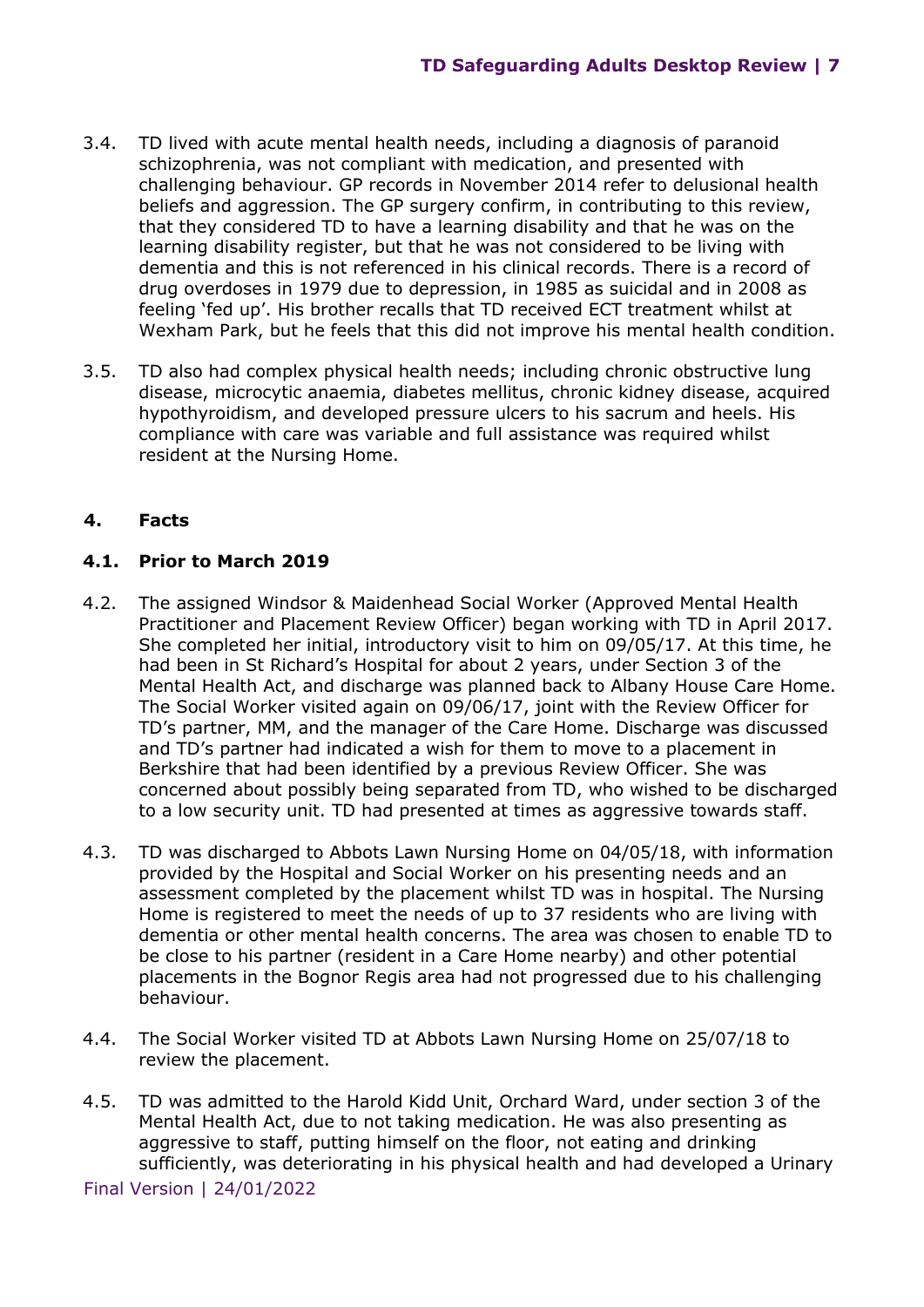3.4. TD lived with acute mental health needs, including a diagnosis of paranoid schizophrenia, was not compliant with medication, and presented with challenging behaviour. GP records in November 2014 refer to delusional health beliefs and aggression. The GP surgery confirm, in contributing to this review, that they considered TD to have a learning disability and that he was on the learning disability register, but that he was not considered to be living with dementia and this is not referenced in his clinical records. There is a record of drug overdoses in 1979 due to depression, in 1985 as suicidal and in 2008 as feeling 'fed up'. His brother recalls that TD received ECT treatment whilst at Wexham Park, but he feels that this did not improve his mental health condition.

3.5. TD also had complex physical health needs; including chronic obstructive lung disease, microcytic anaemia, diabetes mellitus, chronic kidney disease, acquired hypothyroidism, and developed pressure ulcers to his sacrum and heels. His compliance with care was variable and full assistance was required whilst resident at the Nursing Home.

## 4. Facts

### 4.1. Prior to March 2019

4.2. The assigned Windsor & Maidenhead Social Worker (Approved Mental Health Practitioner and Placement Review Officer) began working with TD in April 2017. She completed her initial, introductory visit to him on 09/05/17. At this time, he had been in St Richard's Hospital for about 2 years, under Section 3 of the Mental Health Act, and discharge was planned back to Albany House Care Home. The Social Worker visited again on 09/06/17, joint with the Review Officer for TD's partner, MM, and the manager of the Care Home. Discharge was discussed and TD's partner had indicated a wish for them to move to a placement in Berkshire that had been identified by a previous Review Officer. She was concerned about possibly being separated from TD, who wished to be discharged to a low security unit. TD had presented at times as aggressive towards staff.

4.3. TD was discharged to Abbots Lawn Nursing Home on 04/05/18, with information provided by the Hospital and Social Worker on his presenting needs and an assessment completed by the placement whilst TD was in hospital. The Nursing Home is registered to meet the needs of up to 37 residents who are living with dementia or other mental health concerns. The area was chosen to enable TD to be close to his partner (resident in a Care Home nearby) and other potential placements in the Bognor Regis area had not progressed due to his challenging behaviour.

4.4. The Social Worker visited TD at Abbots Lawn Nursing Home on 25/07/18 to review the placement.

4.5. TD was admitted to the Harold Kidd Unit, Orchard Ward, under section 3 of the Mental Health Act, due to not taking medication. He was also presenting as aggressive to staff, putting himself on the floor, not eating and drinking sufficiently, was deteriorating in his physical health and had developed a Urinary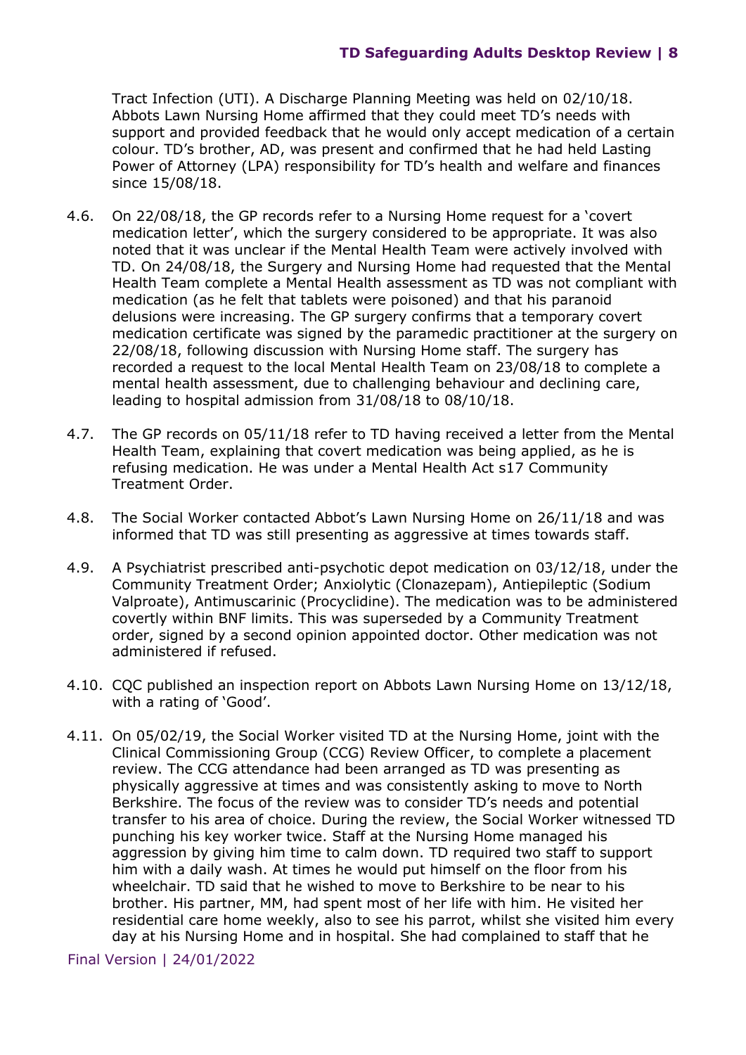Tract Infection (UTI). A Discharge Planning Meeting was held on 02/10/18. Abbots Lawn Nursing Home affirmed that they could meet TD's needs with support and provided feedback that he would only accept medication of a certain colour. TD's brother, AD, was present and confirmed that he had held Lasting Power of Attorney (LPA) responsibility for TD's health and welfare and finances since 15/08/18.

4.6. On 22/08/18, the GP records refer to a Nursing Home request for a 'covert medication letter', which the surgery considered to be appropriate. It was also noted that it was unclear if the Mental Health Team were actively involved with TD. On 24/08/18, the Surgery and Nursing Home had requested that the Mental Health Team complete a Mental Health assessment as TD was not compliant with medication (as he felt that tablets were poisoned) and that his paranoid delusions were increasing. The GP surgery confirms that a temporary covert medication certificate was signed by the paramedic practitioner at the surgery on 22/08/18, following discussion with Nursing Home staff. The surgery has recorded a request to the local Mental Health Team on 23/08/18 to complete a mental health assessment, due to challenging behaviour and declining care, leading to hospital admission from 31/08/18 to 08/10/18.

4.7. The GP records on 05/11/18 refer to TD having received a letter from the Mental Health Team, explaining that covert medication was being applied, as he is refusing medication. He was under a Mental Health Act s17 Community Treatment Order.

4.8. The Social Worker contacted Abbot's Lawn Nursing Home on 26/11/18 and was informed that TD was still presenting as aggressive at times towards staff.

4.9. A Psychiatrist prescribed anti-psychotic depot medication on 03/12/18, under the Community Treatment Order; Anxiolytic (Clonazepam), Antiepileptic (Sodium Valproate), Antimuscarinic (Procyclidine). The medication was to be administered covertly within BNF limits. This was superseded by a Community Treatment order, signed by a second opinion appointed doctor. Other medication was not administered if refused.

4.10. CQC published an inspection report on Abbots Lawn Nursing Home on 13/12/18, with a rating of 'Good'.

4.11. On 05/02/19, the Social Worker visited TD at the Nursing Home, joint with the Clinical Commissioning Group (CCG) Review Officer, to complete a placement review. The CCG attendance had been arranged as TD was presenting as physically aggressive at times and was consistently asking to move to North Berkshire. The focus of the review was to consider TD's needs and potential transfer to his area of choice. During the review, the Social Worker witnessed TD punching his key worker twice. Staff at the Nursing Home managed his aggression by giving him time to calm down. TD required two staff to support him with a daily wash. At times he would put himself on the floor from his wheelchair. TD said that he wished to move to Berkshire to be near to his brother. His partner, MM, had spent most of her life with him. He visited her residential care home weekly, also to see his parrot, whilst she visited him every day at his Nursing Home and in hospital. She had complained to staff that he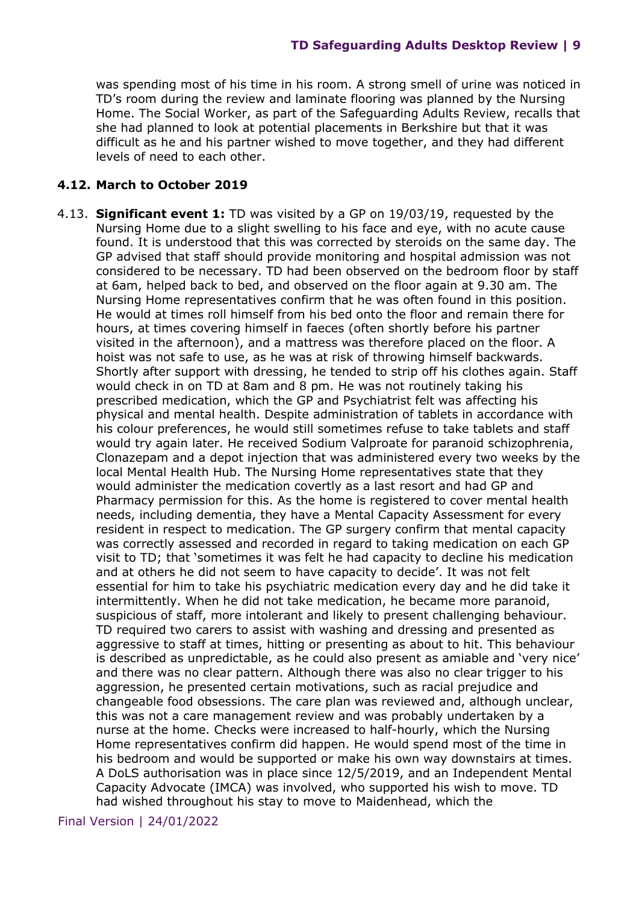was spending most of his time in his room. A strong smell of urine was noticed in TD's room during the review and laminate flooring was planned by the Nursing Home. The Social Worker, as part of the Safeguarding Adults Review, recalls that she had planned to look at potential placements in Berkshire but that it was difficult as he and his partner wished to move together, and they had different levels of need to each other.

### 4.12. March to October 2019

4.13. **Significant event 1:** TD was visited by a GP on 19/03/19, requested by the Nursing Home due to a slight swelling to his face and eye, with no acute cause found. It is understood that this was corrected by steroids on the same day. The GP advised that staff should provide monitoring and hospital admission was not considered to be necessary. TD had been observed on the bedroom floor by staff at 6am, helped back to bed, and observed on the floor again at 9.30 am. The Nursing Home representatives confirm that he was often found in this position. He would at times roll himself from his bed onto the floor and remain there for hours, at times covering himself in faeces (often shortly before his partner visited in the afternoon), and a mattress was therefore placed on the floor. A hoist was not safe to use, as he was at risk of throwing himself backwards. Shortly after support with dressing, he tended to strip off his clothes again. Staff would check in on TD at 8am and 8 pm. He was not routinely taking his prescribed medication, which the GP and Psychiatrist felt was affecting his physical and mental health. Despite administration of tablets in accordance with his colour preferences, he would still sometimes refuse to take tablets and staff would try again later. He received Sodium Valproate for paranoid schizophrenia, Clonazepam and a depot injection that was administered every two weeks by the local Mental Health Hub. The Nursing Home representatives state that they would administer the medication covertly as a last resort and had GP and Pharmacy permission for this. As the home is registered to cover mental health needs, including dementia, they have a Mental Capacity Assessment for every resident in respect to medication. The GP surgery confirm that mental capacity was correctly assessed and recorded in regard to taking medication on each GP visit to TD; that 'sometimes it was felt he had capacity to decline his medication and at others he did not seem to have capacity to decide'. It was not felt essential for him to take his psychiatric medication every day and he did take it intermittently. When he did not take medication, he became more paranoid, suspicious of staff, more intolerant and likely to present challenging behaviour. TD required two carers to assist with washing and dressing and presented as aggressive to staff at times, hitting or presenting as about to hit. This behaviour is described as unpredictable, as he could also present as amiable and 'very nice' and there was no clear pattern. Although there was also no clear trigger to his aggression, he presented certain motivations, such as racial prejudice and changeable food obsessions. The care plan was reviewed and, although unclear, this was not a care management review and was probably undertaken by a nurse at the home. Checks were increased to half-hourly, which the Nursing Home representatives confirm did happen. He would spend most of the time in his bedroom and would be supported or make his own way downstairs at times. A DoLS authorisation was in place since 12/5/2019, and an Independent Mental Capacity Advocate (IMCA) was involved, who supported his wish to move. TD had wished throughout his stay to move to Maidenhead, which the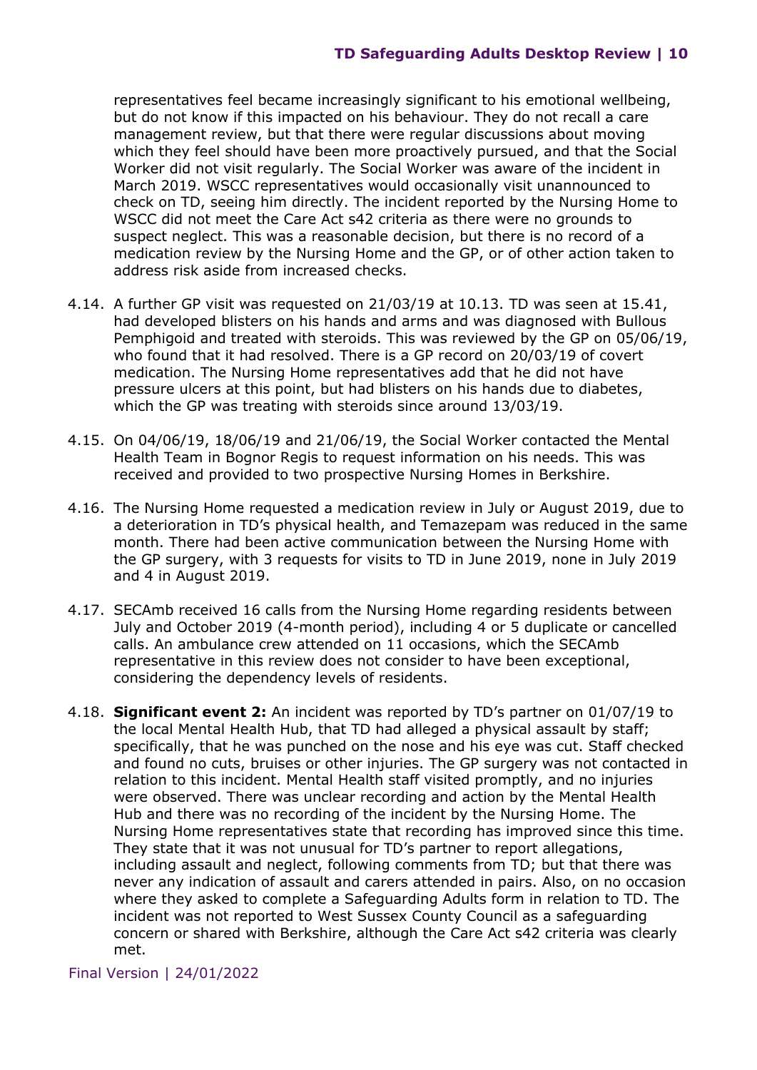representatives feel became increasingly significant to his emotional wellbeing, but do not know if this impacted on his behaviour. They do not recall a care management review, but that there were regular discussions about moving which they feel should have been more proactively pursued, and that the Social Worker did not visit regularly. The Social Worker was aware of the incident in March 2019. WSCC representatives would occasionally visit unannounced to check on TD, seeing him directly. The incident reported by the Nursing Home to WSCC did not meet the Care Act s42 criteria as there were no grounds to suspect neglect. This was a reasonable decision, but there is no record of a medication review by the Nursing Home and the GP, or of other action taken to address risk aside from increased checks.

4.14. A further GP visit was requested on 21/03/19 at 10.13. TD was seen at 15.41, had developed blisters on his hands and arms and was diagnosed with Bullous Pemphigoid and treated with steroids. This was reviewed by the GP on 05/06/19, who found that it had resolved. There is a GP record on 20/03/19 of covert medication. The Nursing Home representatives add that he did not have pressure ulcers at this point, but had blisters on his hands due to diabetes, which the GP was treating with steroids since around 13/03/19.

4.15. On 04/06/19, 18/06/19 and 21/06/19, the Social Worker contacted the Mental Health Team in Bognor Regis to request information on his needs. This was received and provided to two prospective Nursing Homes in Berkshire.

4.16. The Nursing Home requested a medication review in July or August 2019, due to a deterioration in TD's physical health, and Temazepam was reduced in the same month. There had been active communication between the Nursing Home with the GP surgery, with 3 requests for visits to TD in June 2019, none in July 2019 and 4 in August 2019.

4.17. SECAmb received 16 calls from the Nursing Home regarding residents between July and October 2019 (4-month period), including 4 or 5 duplicate or cancelled calls. An ambulance crew attended on 11 occasions, which the SECAmb representative in this review does not consider to have been exceptional, considering the dependency levels of residents.

4.18. **Significant event 2:** An incident was reported by TD's partner on 01/07/19 to the local Mental Health Hub, that TD had alleged a physical assault by staff; specifically, that he was punched on the nose and his eye was cut. Staff checked and found no cuts, bruises or other injuries. The GP surgery was not contacted in relation to this incident. Mental Health staff visited promptly, and no injuries were observed. There was unclear recording and action by the Mental Health Hub and there was no recording of the incident by the Nursing Home. The Nursing Home representatives state that recording has improved since this time. They state that it was not unusual for TD's partner to report allegations, including assault and neglect, following comments from TD; but that there was never any indication of assault and carers attended in pairs. Also, on no occasion where they asked to complete a Safeguarding Adults form in relation to TD. The incident was not reported to West Sussex County Council as a safeguarding concern or shared with Berkshire, although the Care Act s42 criteria was clearly met.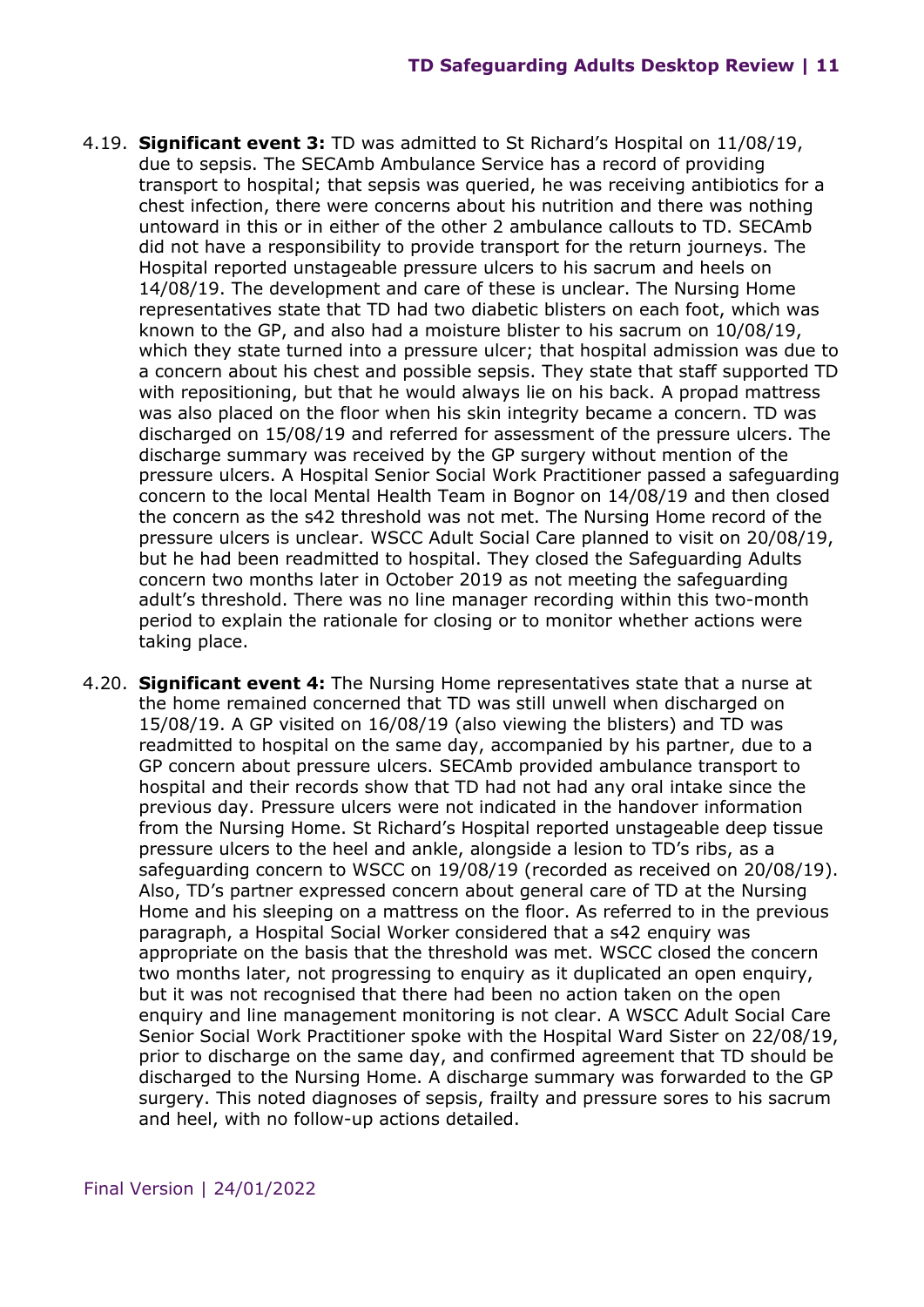4.19. **Significant event 3:** TD was admitted to St Richard's Hospital on 11/08/19, due to sepsis. The SECAmb Ambulance Service has a record of providing transport to hospital; that sepsis was queried, he was receiving antibiotics for a chest infection, there were concerns about his nutrition and there was nothing untoward in this or in either of the other 2 ambulance callouts to TD. SECAmb did not have a responsibility to provide transport for the return journeys. The Hospital reported unstageable pressure ulcers to his sacrum and heels on 14/08/19. The development and care of these is unclear. The Nursing Home representatives state that TD had two diabetic blisters on each foot, which was known to the GP, and also had a moisture blister to his sacrum on 10/08/19, which they state turned into a pressure ulcer; that hospital admission was due to a concern about his chest and possible sepsis. They state that staff supported TD with repositioning, but that he would always lie on his back. A propad mattress was also placed on the floor when his skin integrity became a concern. TD was discharged on 15/08/19 and referred for assessment of the pressure ulcers. The discharge summary was received by the GP surgery without mention of the pressure ulcers. A Hospital Senior Social Work Practitioner passed a safeguarding concern to the local Mental Health Team in Bognor on 14/08/19 and then closed the concern as the s42 threshold was not met. The Nursing Home record of the pressure ulcers is unclear. WSCC Adult Social Care planned to visit on 20/08/19, but he had been readmitted to hospital. They closed the Safeguarding Adults concern two months later in October 2019 as not meeting the safeguarding adult's threshold. There was no line manager recording within this two-month period to explain the rationale for closing or to monitor whether actions were taking place.

4.20. **Significant event 4:** The Nursing Home representatives state that a nurse at the home remained concerned that TD was still unwell when discharged on 15/08/19. A GP visited on 16/08/19 (also viewing the blisters) and TD was readmitted to hospital on the same day, accompanied by his partner, due to a GP concern about pressure ulcers. SECAmb provided ambulance transport to hospital and their records show that TD had not had any oral intake since the previous day. Pressure ulcers were not indicated in the handover information from the Nursing Home. St Richard's Hospital reported unstageable deep tissue pressure ulcers to the heel and ankle, alongside a lesion to TD's ribs, as a safeguarding concern to WSCC on 19/08/19 (recorded as received on 20/08/19). Also, TD's partner expressed concern about general care of TD at the Nursing Home and his sleeping on a mattress on the floor. As referred to in the previous paragraph, a Hospital Social Worker considered that a s42 enquiry was appropriate on the basis that the threshold was met. WSCC closed the concern two months later, not progressing to enquiry as it duplicated an open enquiry, but it was not recognised that there had been no action taken on the open enquiry and line management monitoring is not clear. A WSCC Adult Social Care Senior Social Work Practitioner spoke with the Hospital Ward Sister on 22/08/19, prior to discharge on the same day, and confirmed agreement that TD should be discharged to the Nursing Home. A discharge summary was forwarded to the GP surgery. This noted diagnoses of sepsis, frailty and pressure sores to his sacrum and heel, with no follow-up actions detailed.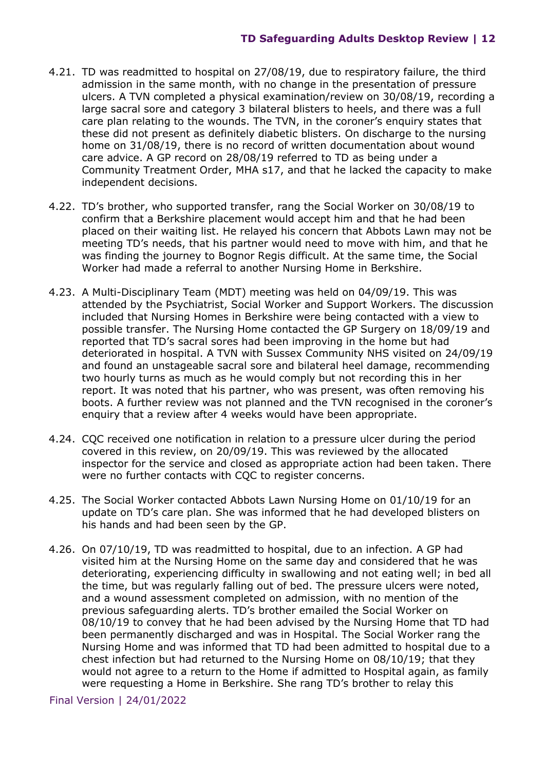4.21. TD was readmitted to hospital on 27/08/19, due to respiratory failure, the third admission in the same month, with no change in the presentation of pressure ulcers. A TVN completed a physical examination/review on 30/08/19, recording a large sacral sore and category 3 bilateral blisters to heels, and there was a full care plan relating to the wounds. The TVN, in the coroner's enquiry states that these did not present as definitely diabetic blisters. On discharge to the nursing home on 31/08/19, there is no record of written documentation about wound care advice. A GP record on 28/08/19 referred to TD as being under a Community Treatment Order, MHA s17, and that he lacked the capacity to make independent decisions.

4.22. TD's brother, who supported transfer, rang the Social Worker on 30/08/19 to confirm that a Berkshire placement would accept him and that he had been placed on their waiting list. He relayed his concern that Abbots Lawn may not be meeting TD's needs, that his partner would need to move with him, and that he was finding the journey to Bognor Regis difficult. At the same time, the Social Worker had made a referral to another Nursing Home in Berkshire.

4.23. A Multi-Disciplinary Team (MDT) meeting was held on 04/09/19. This was attended by the Psychiatrist, Social Worker and Support Workers. The discussion included that Nursing Homes in Berkshire were being contacted with a view to possible transfer. The Nursing Home contacted the GP Surgery on 18/09/19 and reported that TD's sacral sores had been improving in the home but had deteriorated in hospital. A TVN with Sussex Community NHS visited on 24/09/19 and found an unstageable sacral sore and bilateral heel damage, recommending two hourly turns as much as he would comply but not recording this in her report. It was noted that his partner, who was present, was often removing his boots. A further review was not planned and the TVN recognised in the coroner's enquiry that a review after 4 weeks would have been appropriate.

4.24. CQC received one notification in relation to a pressure ulcer during the period covered in this review, on 20/09/19. This was reviewed by the allocated inspector for the service and closed as appropriate action had been taken. There were no further contacts with CQC to register concerns.

4.25. The Social Worker contacted Abbots Lawn Nursing Home on 01/10/19 for an update on TD's care plan. She was informed that he had developed blisters on his hands and had been seen by the GP.

4.26. On 07/10/19, TD was readmitted to hospital, due to an infection. A GP had visited him at the Nursing Home on the same day and considered that he was deteriorating, experiencing difficulty in swallowing and not eating well; in bed all the time, but was regularly falling out of bed. The pressure ulcers were noted, and a wound assessment completed on admission, with no mention of the previous safeguarding alerts. TD's brother emailed the Social Worker on 08/10/19 to convey that he had been advised by the Nursing Home that TD had been permanently discharged and was in Hospital. The Social Worker rang the Nursing Home and was informed that TD had been admitted to hospital due to a chest infection but had returned to the Nursing Home on 08/10/19; that they would not agree to a return to the Home if admitted to Hospital again, as family were requesting a Home in Berkshire. She rang TD's brother to relay this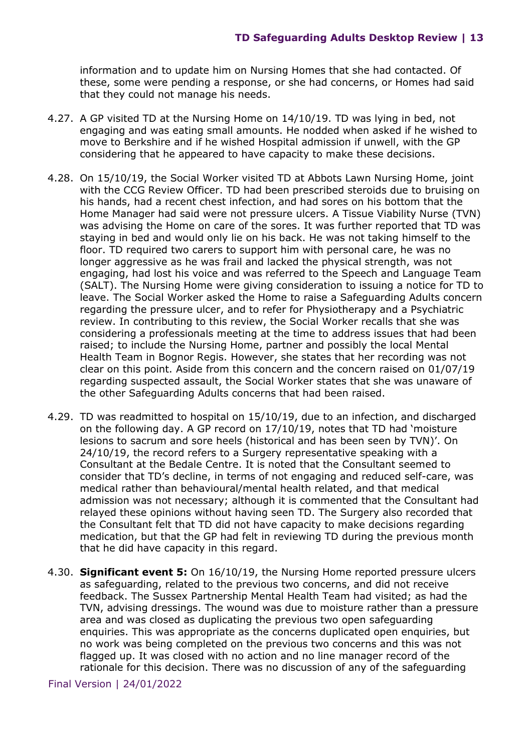information and to update him on Nursing Homes that she had contacted. Of these, some were pending a response, or she had concerns, or Homes had said that they could not manage his needs.

4.27. A GP visited TD at the Nursing Home on 14/10/19. TD was lying in bed, not engaging and was eating small amounts. He nodded when asked if he wished to move to Berkshire and if he wished Hospital admission if unwell, with the GP considering that he appeared to have capacity to make these decisions.

4.28. On 15/10/19, the Social Worker visited TD at Abbots Lawn Nursing Home, joint with the CCG Review Officer. TD had been prescribed steroids due to bruising on his hands, had a recent chest infection, and had sores on his bottom that the Home Manager had said were not pressure ulcers. A Tissue Viability Nurse (TVN) was advising the Home on care of the sores. It was further reported that TD was staying in bed and would only lie on his back. He was not taking himself to the floor. TD required two carers to support him with personal care, he was no longer aggressive as he was frail and lacked the physical strength, was not engaging, had lost his voice and was referred to the Speech and Language Team (SALT). The Nursing Home were giving consideration to issuing a notice for TD to leave. The Social Worker asked the Home to raise a Safeguarding Adults concern regarding the pressure ulcer, and to refer for Physiotherapy and a Psychiatric review. In contributing to this review, the Social Worker recalls that she was considering a professionals meeting at the time to address issues that had been raised; to include the Nursing Home, partner and possibly the local Mental Health Team in Bognor Regis. However, she states that her recording was not clear on this point. Aside from this concern and the concern raised on 01/07/19 regarding suspected assault, the Social Worker states that she was unaware of the other Safeguarding Adults concerns that had been raised.

4.29. TD was readmitted to hospital on 15/10/19, due to an infection, and discharged on the following day. A GP record on 17/10/19, notes that TD had 'moisture lesions to sacrum and sore heels (historical and has been seen by TVN)'. On 24/10/19, the record refers to a Surgery representative speaking with a Consultant at the Bedale Centre. It is noted that the Consultant seemed to consider that TD's decline, in terms of not engaging and reduced self-care, was medical rather than behavioural/mental health related, and that medical admission was not necessary; although it is commented that the Consultant had relayed these opinions without having seen TD. The Surgery also recorded that the Consultant felt that TD did not have capacity to make decisions regarding medication, but that the GP had felt in reviewing TD during the previous month that he did have capacity in this regard.

4.30. **Significant event 5:** On 16/10/19, the Nursing Home reported pressure ulcers as safeguarding, related to the previous two concerns, and did not receive feedback. The Sussex Partnership Mental Health Team had visited; as had the TVN, advising dressings. The wound was due to moisture rather than a pressure area and was closed as duplicating the previous two open safeguarding enquiries. This was appropriate as the concerns duplicated open enquiries, but no work was being completed on the previous two concerns and this was not flagged up. It was closed with no action and no line manager record of the rationale for this decision. There was no discussion of any of the safeguarding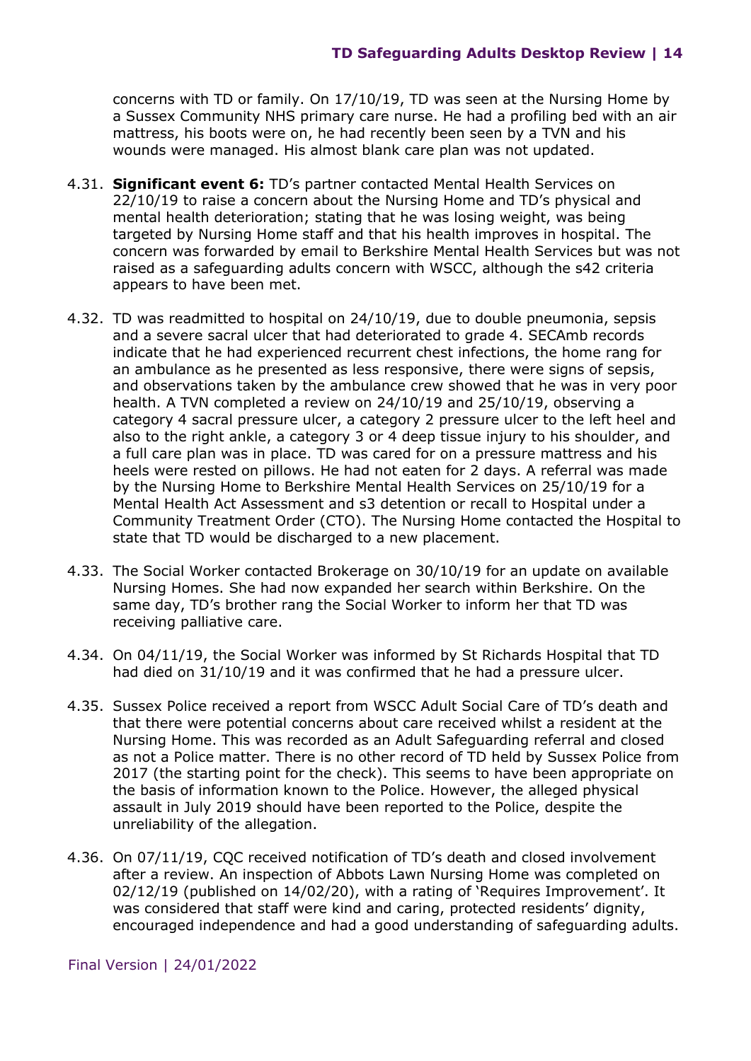concerns with TD or family. On 17/10/19, TD was seen at the Nursing Home by a Sussex Community NHS primary care nurse. He had a profiling bed with an air mattress, his boots were on, he had recently been seen by a TVN and his wounds were managed. His almost blank care plan was not updated.

4.31. **Significant event 6:** TD's partner contacted Mental Health Services on 22/10/19 to raise a concern about the Nursing Home and TD's physical and mental health deterioration; stating that he was losing weight, was being targeted by Nursing Home staff and that his health improves in hospital. The concern was forwarded by email to Berkshire Mental Health Services but was not raised as a safeguarding adults concern with WSCC, although the s42 criteria appears to have been met.

4.32. TD was readmitted to hospital on 24/10/19, due to double pneumonia, sepsis and a severe sacral ulcer that had deteriorated to grade 4. SECAmb records indicate that he had experienced recurrent chest infections, the home rang for an ambulance as he presented as less responsive, there were signs of sepsis, and observations taken by the ambulance crew showed that he was in very poor health. A TVN completed a review on 24/10/19 and 25/10/19, observing a category 4 sacral pressure ulcer, a category 2 pressure ulcer to the left heel and also to the right ankle, a category 3 or 4 deep tissue injury to his shoulder, and a full care plan was in place. TD was cared for on a pressure mattress and his heels were rested on pillows. He had not eaten for 2 days. A referral was made by the Nursing Home to Berkshire Mental Health Services on 25/10/19 for a Mental Health Act Assessment and s3 detention or recall to Hospital under a Community Treatment Order (CTO). The Nursing Home contacted the Hospital to state that TD would be discharged to a new placement.

4.33. The Social Worker contacted Brokerage on 30/10/19 for an update on available Nursing Homes. She had now expanded her search within Berkshire. On the same day, TD's brother rang the Social Worker to inform her that TD was receiving palliative care.

4.34. On 04/11/19, the Social Worker was informed by St Richards Hospital that TD had died on 31/10/19 and it was confirmed that he had a pressure ulcer.

4.35. Sussex Police received a report from WSCC Adult Social Care of TD's death and that there were potential concerns about care received whilst a resident at the Nursing Home. This was recorded as an Adult Safeguarding referral and closed as not a Police matter. There is no other record of TD held by Sussex Police from 2017 (the starting point for the check). This seems to have been appropriate on the basis of information known to the Police. However, the alleged physical assault in July 2019 should have been reported to the Police, despite the unreliability of the allegation.

4.36. On 07/11/19, CQC received notification of TD's death and closed involvement after a review. An inspection of Abbots Lawn Nursing Home was completed on 02/12/19 (published on 14/02/20), with a rating of 'Requires Improvement'. It was considered that staff were kind and caring, protected residents' dignity, encouraged independence and had a good understanding of safeguarding adults.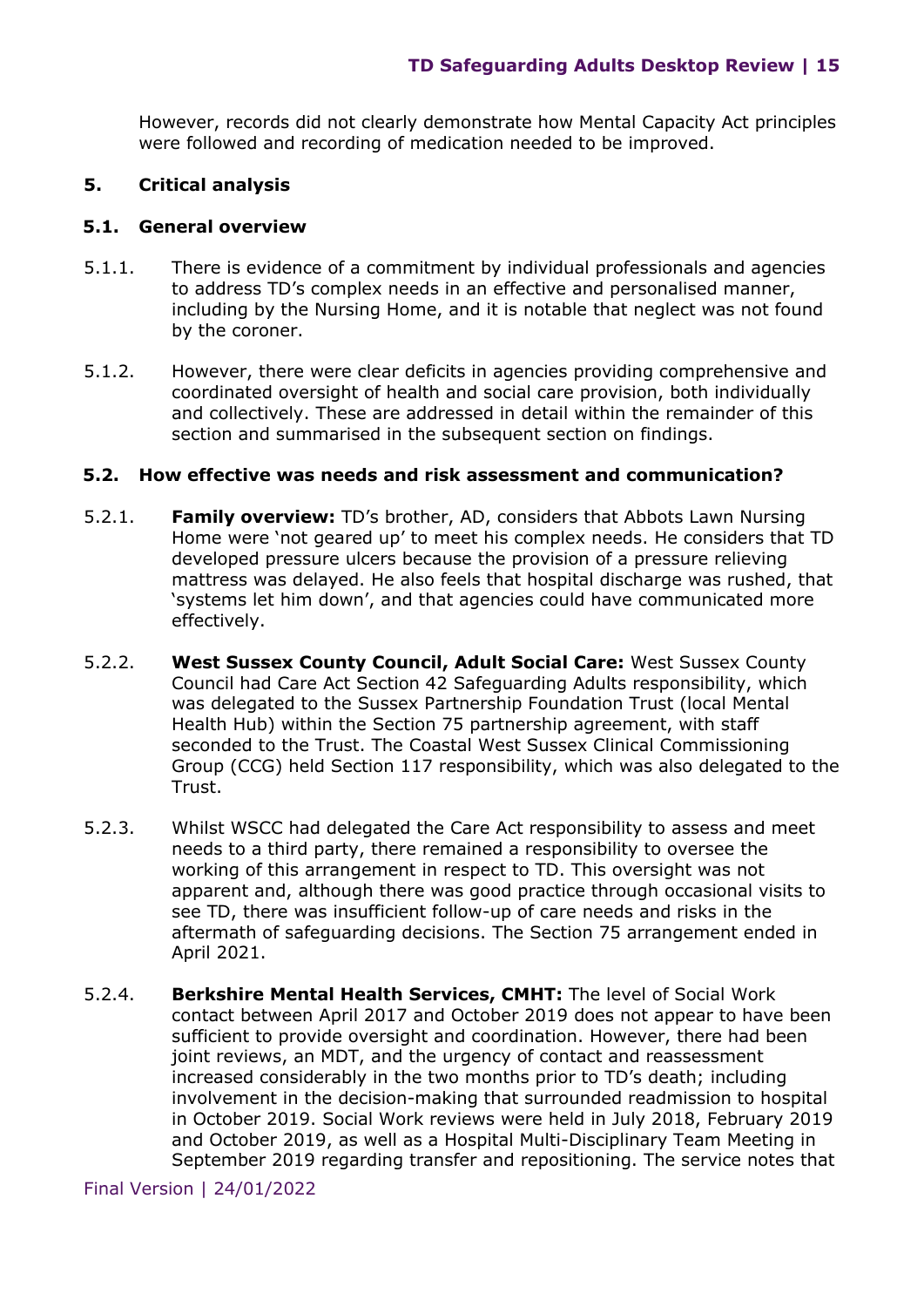However, records did not clearly demonstrate how Mental Capacity Act principles were followed and recording of medication needed to be improved.

## 5. Critical analysis

### 5.1. General overview

5.1.1. There is evidence of a commitment by individual professionals and agencies to address TD's complex needs in an effective and personalised manner, including by the Nursing Home, and it is notable that neglect was not found by the coroner.

5.1.2. However, there were clear deficits in agencies providing comprehensive and coordinated oversight of health and social care provision, both individually and collectively. These are addressed in detail within the remainder of this section and summarised in the subsequent section on findings.

### 5.2. How effective was needs and risk assessment and communication?

5.2.1. **Family overview:** TD's brother, AD, considers that Abbots Lawn Nursing Home were 'not geared up' to meet his complex needs. He considers that TD developed pressure ulcers because the provision of a pressure relieving mattress was delayed. He also feels that hospital discharge was rushed, that 'systems let him down', and that agencies could have communicated more effectively.

5.2.2. **West Sussex County Council, Adult Social Care:** West Sussex County Council had Care Act Section 42 Safeguarding Adults responsibility, which was delegated to the Sussex Partnership Foundation Trust (local Mental Health Hub) within the Section 75 partnership agreement, with staff seconded to the Trust. The Coastal West Sussex Clinical Commissioning Group (CCG) held Section 117 responsibility, which was also delegated to the Trust.

5.2.3. Whilst WSCC had delegated the Care Act responsibility to assess and meet needs to a third party, there remained a responsibility to oversee the working of this arrangement in respect to TD. This oversight was not apparent and, although there was good practice through occasional visits to see TD, there was insufficient follow-up of care needs and risks in the aftermath of safeguarding decisions. The Section 75 arrangement ended in April 2021.

5.2.4. **Berkshire Mental Health Services, CMHT:** The level of Social Work contact between April 2017 and October 2019 does not appear to have been sufficient to provide oversight and coordination. However, there had been joint reviews, an MDT, and the urgency of contact and reassessment increased considerably in the two months prior to TD's death; including involvement in the decision-making that surrounded readmission to hospital in October 2019. Social Work reviews were held in July 2018, February 2019 and October 2019, as well as a Hospital Multi-Disciplinary Team Meeting in September 2019 regarding transfer and repositioning. The service notes that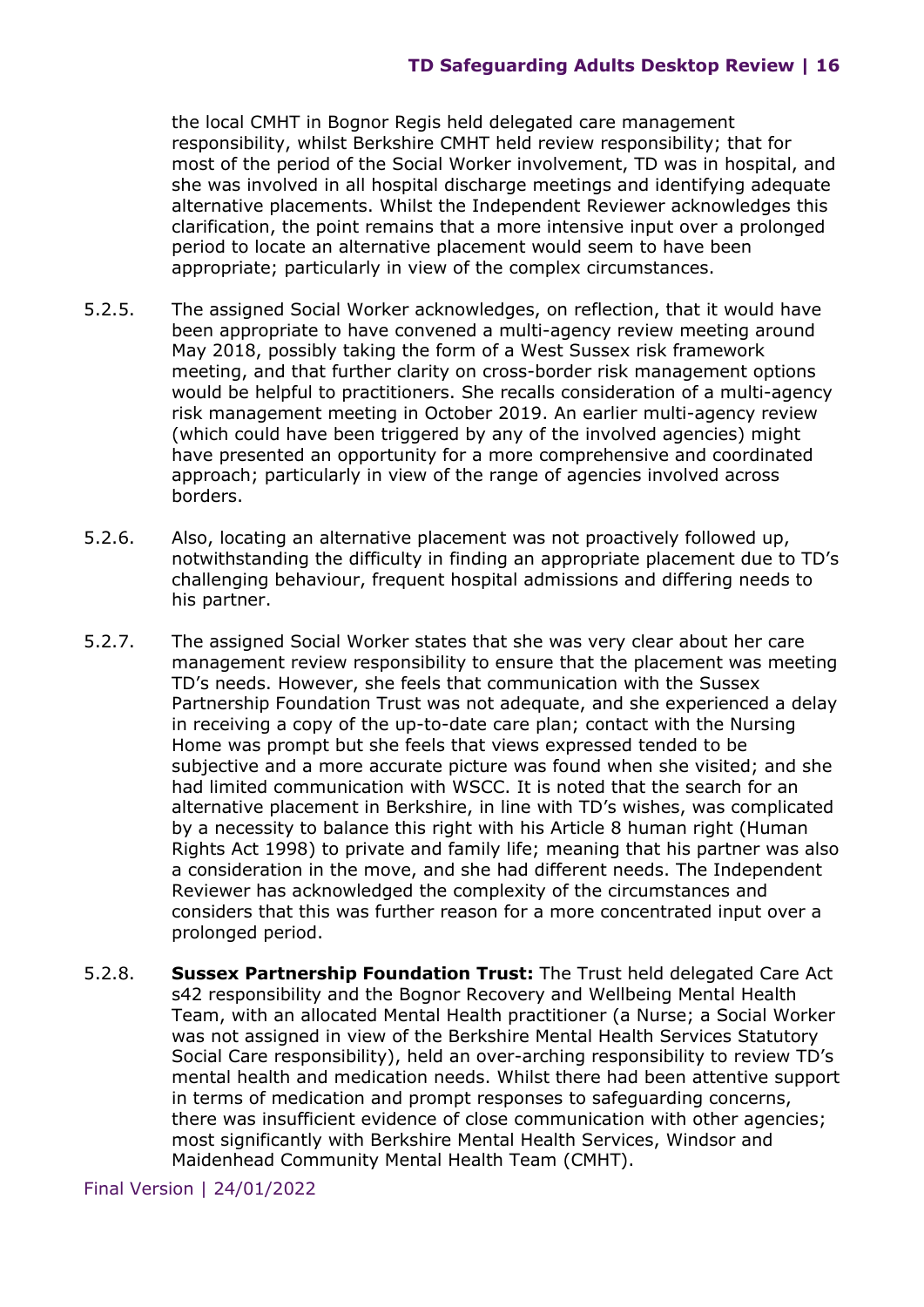the local CMHT in Bognor Regis held delegated care management responsibility, whilst Berkshire CMHT held review responsibility; that for most of the period of the Social Worker involvement, TD was in hospital, and she was involved in all hospital discharge meetings and identifying adequate alternative placements. Whilst the Independent Reviewer acknowledges this clarification, the point remains that a more intensive input over a prolonged period to locate an alternative placement would seem to have been appropriate; particularly in view of the complex circumstances.

5.2.5. The assigned Social Worker acknowledges, on reflection, that it would have been appropriate to have convened a multi-agency review meeting around May 2018, possibly taking the form of a West Sussex risk framework meeting, and that further clarity on cross-border risk management options would be helpful to practitioners. She recalls consideration of a multi-agency risk management meeting in October 2019. An earlier multi-agency review (which could have been triggered by any of the involved agencies) might have presented an opportunity for a more comprehensive and coordinated approach; particularly in view of the range of agencies involved across borders.

5.2.6. Also, locating an alternative placement was not proactively followed up, notwithstanding the difficulty in finding an appropriate placement due to TD's challenging behaviour, frequent hospital admissions and differing needs to his partner.

5.2.7. The assigned Social Worker states that she was very clear about her care management review responsibility to ensure that the placement was meeting TD's needs. However, she feels that communication with the Sussex Partnership Foundation Trust was not adequate, and she experienced a delay in receiving a copy of the up-to-date care plan; contact with the Nursing Home was prompt but she feels that views expressed tended to be subjective and a more accurate picture was found when she visited; and she had limited communication with WSCC. It is noted that the search for an alternative placement in Berkshire, in line with TD's wishes, was complicated by a necessity to balance this right with his Article 8 human right (Human Rights Act 1998) to private and family life; meaning that his partner was also a consideration in the move, and she had different needs. The Independent Reviewer has acknowledged the complexity of the circumstances and considers that this was further reason for a more concentrated input over a prolonged period.

5.2.8. **Sussex Partnership Foundation Trust:** The Trust held delegated Care Act s42 responsibility and the Bognor Recovery and Wellbeing Mental Health Team, with an allocated Mental Health practitioner (a Nurse; a Social Worker was not assigned in view of the Berkshire Mental Health Services Statutory Social Care responsibility), held an over-arching responsibility to review TD's mental health and medication needs. Whilst there had been attentive support in terms of medication and prompt responses to safeguarding concerns, there was insufficient evidence of close communication with other agencies; most significantly with Berkshire Mental Health Services, Windsor and Maidenhead Community Mental Health Team (CMHT).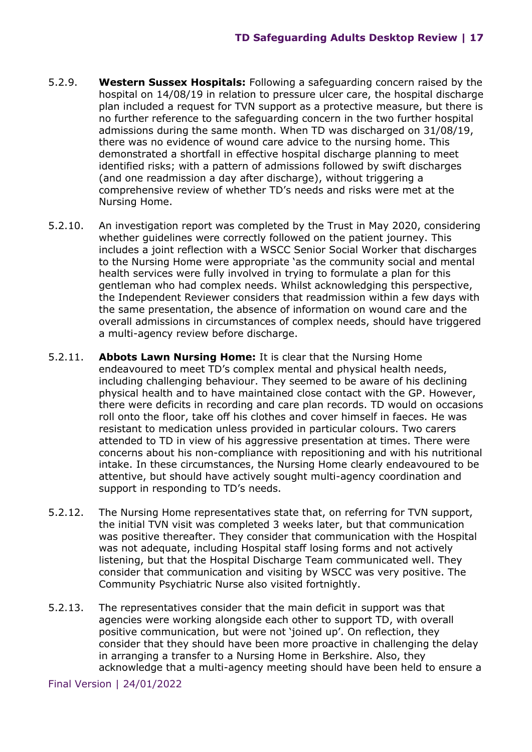5.2.9. **Western Sussex Hospitals:** Following a safeguarding concern raised by the hospital on 14/08/19 in relation to pressure ulcer care, the hospital discharge plan included a request for TVN support as a protective measure, but there is no further reference to the safeguarding concern in the two further hospital admissions during the same month. When TD was discharged on 31/08/19, there was no evidence of wound care advice to the nursing home. This demonstrated a shortfall in effective hospital discharge planning to meet identified risks; with a pattern of admissions followed by swift discharges (and one readmission a day after discharge), without triggering a comprehensive review of whether TD's needs and risks were met at the Nursing Home.

5.2.10. An investigation report was completed by the Trust in May 2020, considering whether guidelines were correctly followed on the patient journey. This includes a joint reflection with a WSCC Senior Social Worker that discharges to the Nursing Home were appropriate 'as the community social and mental health services were fully involved in trying to formulate a plan for this gentleman who had complex needs. Whilst acknowledging this perspective, the Independent Reviewer considers that readmission within a few days with the same presentation, the absence of information on wound care and the overall admissions in circumstances of complex needs, should have triggered a multi-agency review before discharge.

5.2.11. **Abbots Lawn Nursing Home:** It is clear that the Nursing Home endeavoured to meet TD's complex mental and physical health needs, including challenging behaviour. They seemed to be aware of his declining physical health and to have maintained close contact with the GP. However, there were deficits in recording and care plan records. TD would on occasions roll onto the floor, take off his clothes and cover himself in faeces. He was resistant to medication unless provided in particular colours. Two carers attended to TD in view of his aggressive presentation at times. There were concerns about his non-compliance with repositioning and with his nutritional intake. In these circumstances, the Nursing Home clearly endeavoured to be attentive, but should have actively sought multi-agency coordination and support in responding to TD's needs.

5.2.12. The Nursing Home representatives state that, on referring for TVN support, the initial TVN visit was completed 3 weeks later, but that communication was positive thereafter. They consider that communication with the Hospital was not adequate, including Hospital staff losing forms and not actively listening, but that the Hospital Discharge Team communicated well. They consider that communication and visiting by WSCC was very positive. The Community Psychiatric Nurse also visited fortnightly.

5.2.13. The representatives consider that the main deficit in support was that agencies were working alongside each other to support TD, with overall positive communication, but were not 'joined up'. On reflection, they consider that they should have been more proactive in challenging the delay in arranging a transfer to a Nursing Home in Berkshire. Also, they acknowledge that a multi-agency meeting should have been held to ensure a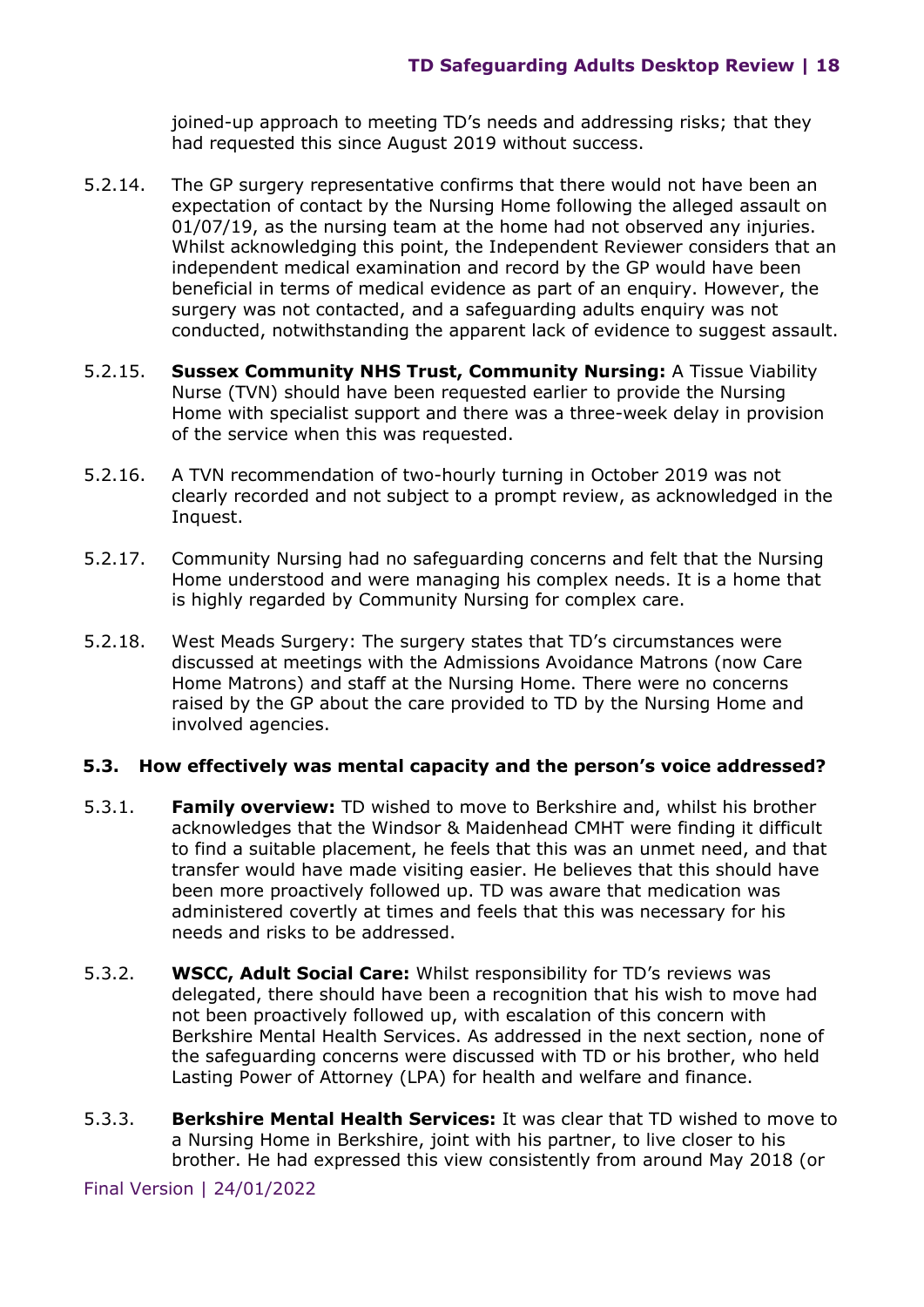joined-up approach to meeting TD's needs and addressing risks; that they had requested this since August 2019 without success.

5.2.14. The GP surgery representative confirms that there would not have been an expectation of contact by the Nursing Home following the alleged assault on 01/07/19, as the nursing team at the home had not observed any injuries. Whilst acknowledging this point, the Independent Reviewer considers that an independent medical examination and record by the GP would have been beneficial in terms of medical evidence as part of an enquiry. However, the surgery was not contacted, and a safeguarding adults enquiry was not conducted, notwithstanding the apparent lack of evidence to suggest assault.

5.2.15. **Sussex Community NHS Trust, Community Nursing:** A Tissue Viability Nurse (TVN) should have been requested earlier to provide the Nursing Home with specialist support and there was a three-week delay in provision of the service when this was requested.

5.2.16. A TVN recommendation of two-hourly turning in October 2019 was not clearly recorded and not subject to a prompt review, as acknowledged in the Inquest.

5.2.17. Community Nursing had no safeguarding concerns and felt that the Nursing Home understood and were managing his complex needs. It is a home that is highly regarded by Community Nursing for complex care.

5.2.18. West Meads Surgery: The surgery states that TD's circumstances were discussed at meetings with the Admissions Avoidance Matrons (now Care Home Matrons) and staff at the Nursing Home. There were no concerns raised by the GP about the care provided to TD by the Nursing Home and involved agencies.

### 5.3. How effectively was mental capacity and the person's voice addressed?

5.3.1. **Family overview:** TD wished to move to Berkshire and, whilst his brother acknowledges that the Windsor & Maidenhead CMHT were finding it difficult to find a suitable placement, he feels that this was an unmet need, and that transfer would have made visiting easier. He believes that this should have been more proactively followed up. TD was aware that medication was administered covertly at times and feels that this was necessary for his needs and risks to be addressed.

5.3.2. **WSCC, Adult Social Care:** Whilst responsibility for TD's reviews was delegated, there should have been a recognition that his wish to move had not been proactively followed up, with escalation of this concern with Berkshire Mental Health Services. As addressed in the next section, none of the safeguarding concerns were discussed with TD or his brother, who held Lasting Power of Attorney (LPA) for health and welfare and finance.

5.3.3. **Berkshire Mental Health Services:** It was clear that TD wished to move to a Nursing Home in Berkshire, joint with his partner, to live closer to his brother. He had expressed this view consistently from around May 2018 (or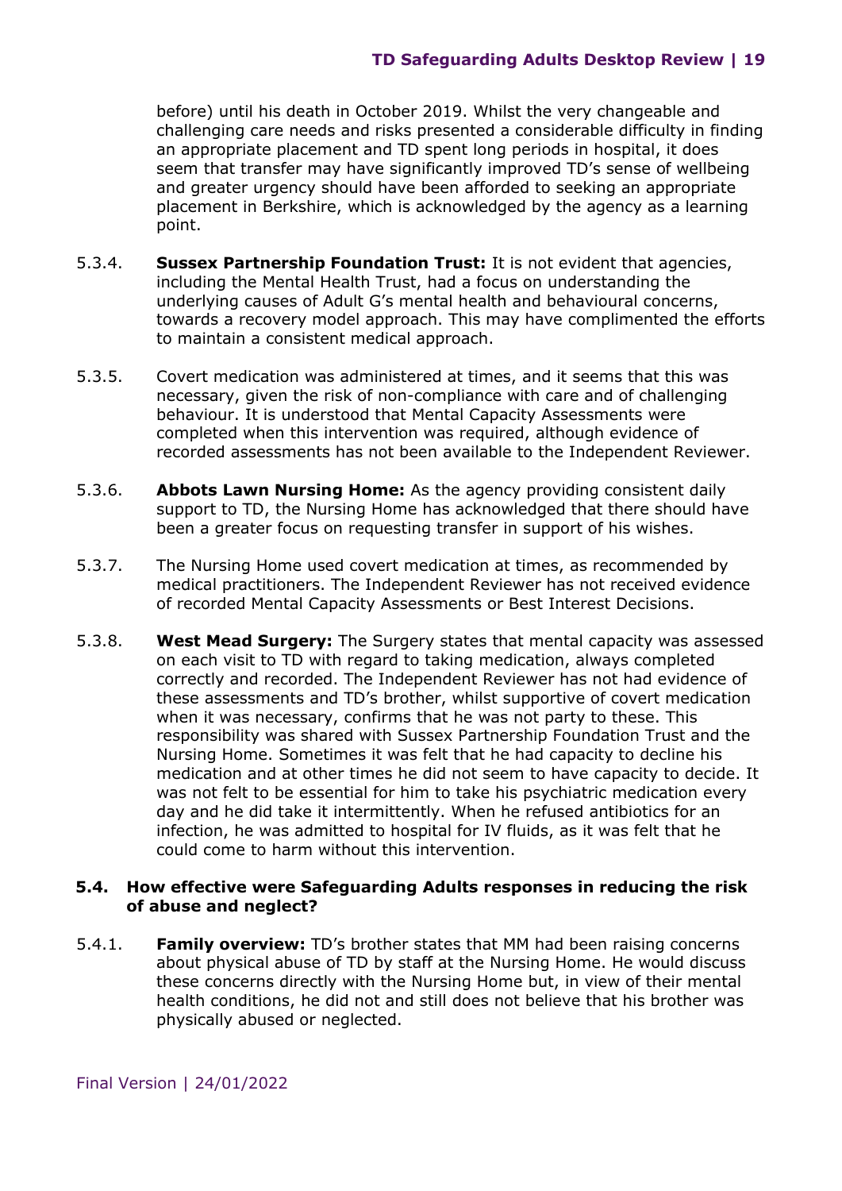before) until his death in October 2019. Whilst the very changeable and challenging care needs and risks presented a considerable difficulty in finding an appropriate placement and TD spent long periods in hospital, it does seem that transfer may have significantly improved TD's sense of wellbeing and greater urgency should have been afforded to seeking an appropriate placement in Berkshire, which is acknowledged by the agency as a learning point.

5.3.4. **Sussex Partnership Foundation Trust:** It is not evident that agencies, including the Mental Health Trust, had a focus on understanding the underlying causes of Adult G's mental health and behavioural concerns, towards a recovery model approach. This may have complimented the efforts to maintain a consistent medical approach.

5.3.5. Covert medication was administered at times, and it seems that this was necessary, given the risk of non-compliance with care and of challenging behaviour. It is understood that Mental Capacity Assessments were completed when this intervention was required, although evidence of recorded assessments has not been available to the Independent Reviewer.

5.3.6. **Abbots Lawn Nursing Home:** As the agency providing consistent daily support to TD, the Nursing Home has acknowledged that there should have been a greater focus on requesting transfer in support of his wishes.

5.3.7. The Nursing Home used covert medication at times, as recommended by medical practitioners. The Independent Reviewer has not received evidence of recorded Mental Capacity Assessments or Best Interest Decisions.

5.3.8. **West Mead Surgery:** The Surgery states that mental capacity was assessed on each visit to TD with regard to taking medication, always completed correctly and recorded. The Independent Reviewer has not had evidence of these assessments and TD's brother, whilst supportive of covert medication when it was necessary, confirms that he was not party to these. This responsibility was shared with Sussex Partnership Foundation Trust and the Nursing Home. Sometimes it was felt that he had capacity to decline his medication and at other times he did not seem to have capacity to decide. It was not felt to be essential for him to take his psychiatric medication every day and he did take it intermittently. When he refused antibiotics for an infection, he was admitted to hospital for IV fluids, as it was felt that he could come to harm without this intervention.

### 5.4. How effective were Safeguarding Adults responses in reducing the risk of abuse and neglect?

5.4.1. **Family overview:** TD's brother states that MM had been raising concerns about physical abuse of TD by staff at the Nursing Home. He would discuss these concerns directly with the Nursing Home but, in view of their mental health conditions, he did not and still does not believe that his brother was physically abused or neglected.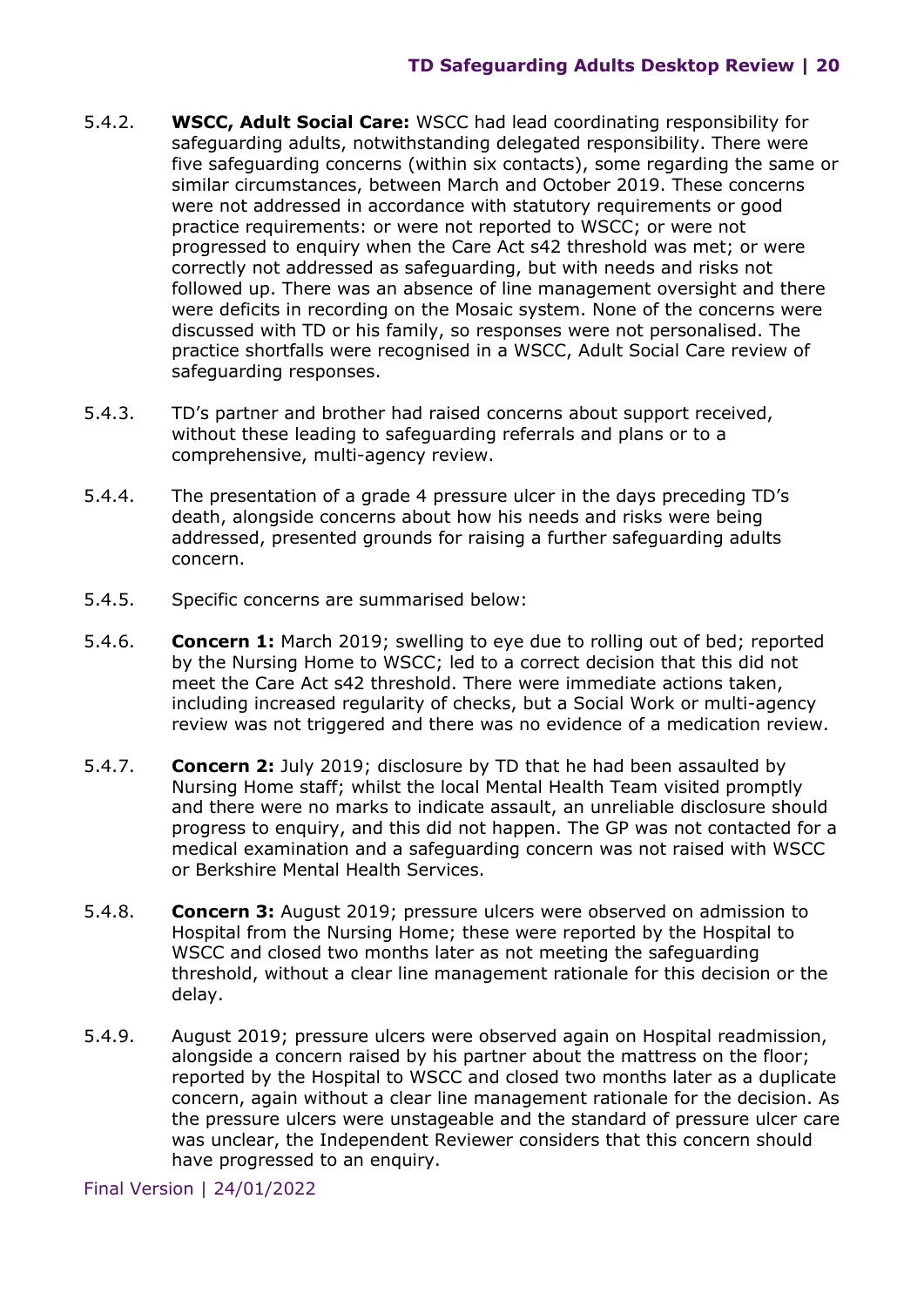5.4.2. **WSCC, Adult Social Care:** WSCC had lead coordinating responsibility for safeguarding adults, notwithstanding delegated responsibility. There were five safeguarding concerns (within six contacts), some regarding the same or similar circumstances, between March and October 2019. These concerns were not addressed in accordance with statutory requirements or good practice requirements: or were not reported to WSCC; or were not progressed to enquiry when the Care Act s42 threshold was met; or were correctly not addressed as safeguarding, but with needs and risks not followed up. There was an absence of line management oversight and there were deficits in recording on the Mosaic system. None of the concerns were discussed with TD or his family, so responses were not personalised. The practice shortfalls were recognised in a WSCC, Adult Social Care review of safeguarding responses.

5.4.3. TD's partner and brother had raised concerns about support received, without these leading to safeguarding referrals and plans or to a comprehensive, multi-agency review.

5.4.4. The presentation of a grade 4 pressure ulcer in the days preceding TD's death, alongside concerns about how his needs and risks were being addressed, presented grounds for raising a further safeguarding adults concern.

5.4.5. Specific concerns are summarised below:

5.4.6. **Concern 1:** March 2019; swelling to eye due to rolling out of bed; reported by the Nursing Home to WSCC; led to a correct decision that this did not meet the Care Act s42 threshold. There were immediate actions taken, including increased regularity of checks, but a Social Work or multi-agency review was not triggered and there was no evidence of a medication review.

5.4.7. **Concern 2:** July 2019; disclosure by TD that he had been assaulted by Nursing Home staff; whilst the local Mental Health Team visited promptly and there were no marks to indicate assault, an unreliable disclosure should progress to enquiry, and this did not happen. The GP was not contacted for a medical examination and a safeguarding concern was not raised with WSCC or Berkshire Mental Health Services.

5.4.8. **Concern 3:** August 2019; pressure ulcers were observed on admission to Hospital from the Nursing Home; these were reported by the Hospital to WSCC and closed two months later as not meeting the safeguarding threshold, without a clear line management rationale for this decision or the delay.

5.4.9. August 2019; pressure ulcers were observed again on Hospital readmission, alongside a concern raised by his partner about the mattress on the floor; reported by the Hospital to WSCC and closed two months later as a duplicate concern, again without a clear line management rationale for the decision. As the pressure ulcers were unstageable and the standard of pressure ulcer care was unclear, the Independent Reviewer considers that this concern should have progressed to an enquiry.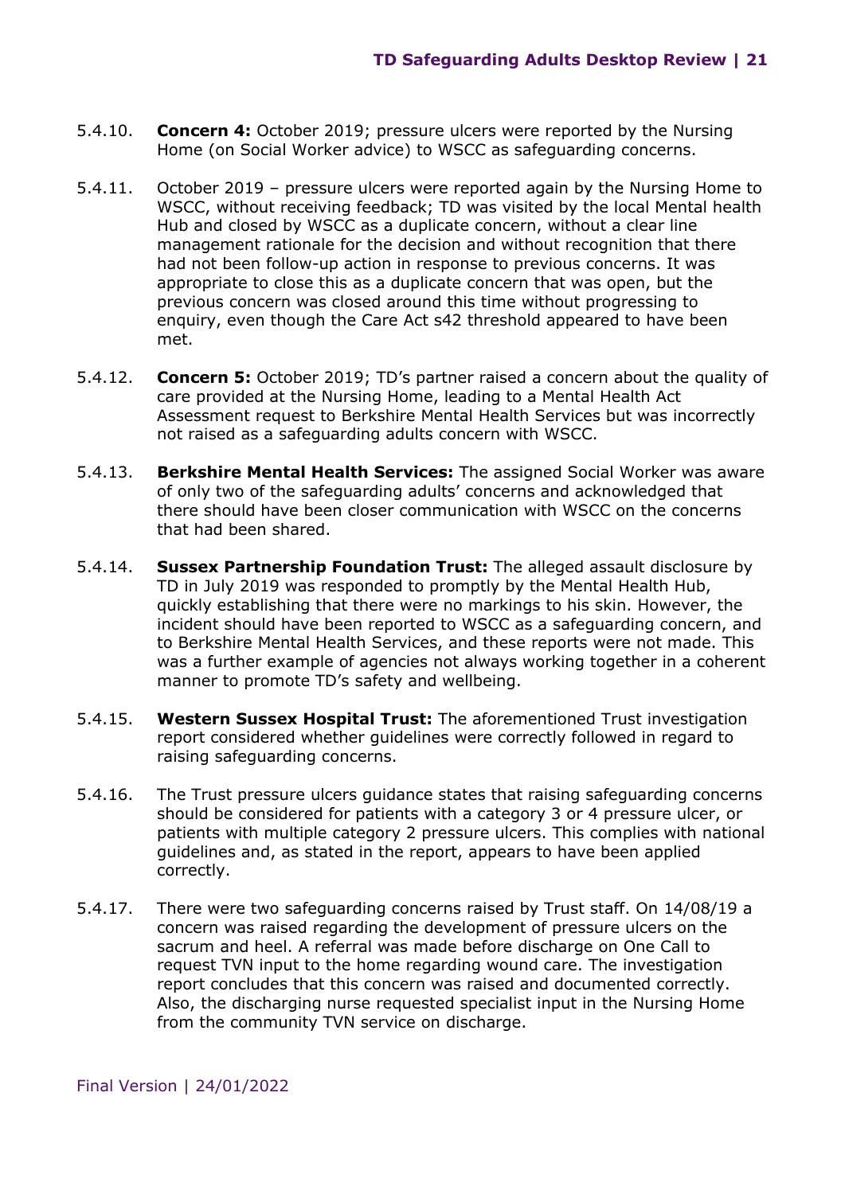5.4.10. **Concern 4:** October 2019; pressure ulcers were reported by the Nursing Home (on Social Worker advice) to WSCC as safeguarding concerns.

5.4.11. October 2019 – pressure ulcers were reported again by the Nursing Home to WSCC, without receiving feedback; TD was visited by the local Mental health Hub and closed by WSCC as a duplicate concern, without a clear line management rationale for the decision and without recognition that there had not been follow-up action in response to previous concerns. It was appropriate to close this as a duplicate concern that was open, but the previous concern was closed around this time without progressing to enquiry, even though the Care Act s42 threshold appeared to have been met.

5.4.12. **Concern 5:** October 2019; TD's partner raised a concern about the quality of care provided at the Nursing Home, leading to a Mental Health Act Assessment request to Berkshire Mental Health Services but was incorrectly not raised as a safeguarding adults concern with WSCC.

5.4.13. **Berkshire Mental Health Services:** The assigned Social Worker was aware of only two of the safeguarding adults' concerns and acknowledged that there should have been closer communication with WSCC on the concerns that had been shared.

5.4.14. **Sussex Partnership Foundation Trust:** The alleged assault disclosure by TD in July 2019 was responded to promptly by the Mental Health Hub, quickly establishing that there were no markings to his skin. However, the incident should have been reported to WSCC as a safeguarding concern, and to Berkshire Mental Health Services, and these reports were not made. This was a further example of agencies not always working together in a coherent manner to promote TD's safety and wellbeing.

5.4.15. **Western Sussex Hospital Trust:** The aforementioned Trust investigation report considered whether guidelines were correctly followed in regard to raising safeguarding concerns.

5.4.16. The Trust pressure ulcers guidance states that raising safeguarding concerns should be considered for patients with a category 3 or 4 pressure ulcer, or patients with multiple category 2 pressure ulcers. This complies with national guidelines and, as stated in the report, appears to have been applied correctly.

5.4.17. There were two safeguarding concerns raised by Trust staff. On 14/08/19 a concern was raised regarding the development of pressure ulcers on the sacrum and heel. A referral was made before discharge on One Call to request TVN input to the home regarding wound care. The investigation report concludes that this concern was raised and documented correctly. Also, the discharging nurse requested specialist input in the Nursing Home from the community TVN service on discharge.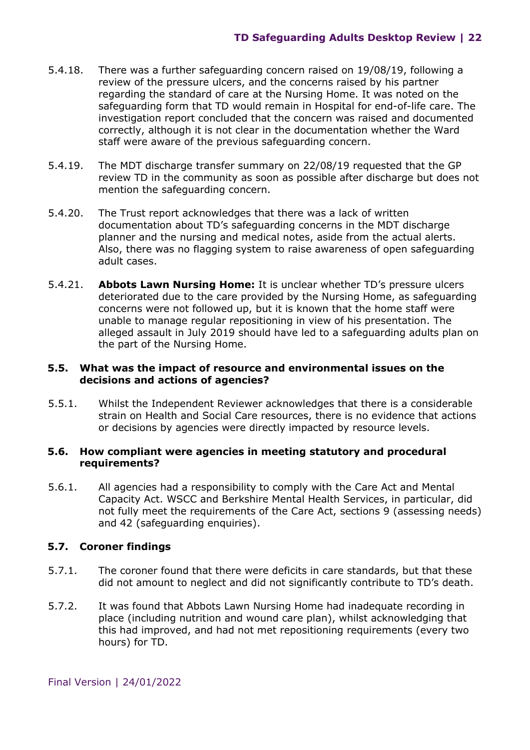5.4.18. There was a further safeguarding concern raised on 19/08/19, following a review of the pressure ulcers, and the concerns raised by his partner regarding the standard of care at the Nursing Home. It was noted on the safeguarding form that TD would remain in Hospital for end-of-life care. The investigation report concluded that the concern was raised and documented correctly, although it is not clear in the documentation whether the Ward staff were aware of the previous safeguarding concern.

5.4.19. The MDT discharge transfer summary on 22/08/19 requested that the GP review TD in the community as soon as possible after discharge but does not mention the safeguarding concern.

5.4.20. The Trust report acknowledges that there was a lack of written documentation about TD's safeguarding concerns in the MDT discharge planner and the nursing and medical notes, aside from the actual alerts. Also, there was no flagging system to raise awareness of open safeguarding adult cases.

5.4.21. **Abbots Lawn Nursing Home:** It is unclear whether TD's pressure ulcers deteriorated due to the care provided by the Nursing Home, as safeguarding concerns were not followed up, but it is known that the home staff were unable to manage regular repositioning in view of his presentation. The alleged assault in July 2019 should have led to a safeguarding adults plan on the part of the Nursing Home.

### 5.5. What was the impact of resource and environmental issues on the decisions and actions of agencies?

5.5.1. Whilst the Independent Reviewer acknowledges that there is a considerable strain on Health and Social Care resources, there is no evidence that actions or decisions by agencies were directly impacted by resource levels.

### 5.6. How compliant were agencies in meeting statutory and procedural requirements?

5.6.1. All agencies had a responsibility to comply with the Care Act and Mental Capacity Act. WSCC and Berkshire Mental Health Services, in particular, did not fully meet the requirements of the Care Act, sections 9 (assessing needs) and 42 (safeguarding enquiries).

### 5.7. Coroner findings

5.7.1. The coroner found that there were deficits in care standards, but that these did not amount to neglect and did not significantly contribute to TD's death.

5.7.2. It was found that Abbots Lawn Nursing Home had inadequate recording in place (including nutrition and wound care plan), whilst acknowledging that this had improved, and had not met repositioning requirements (every two hours) for TD.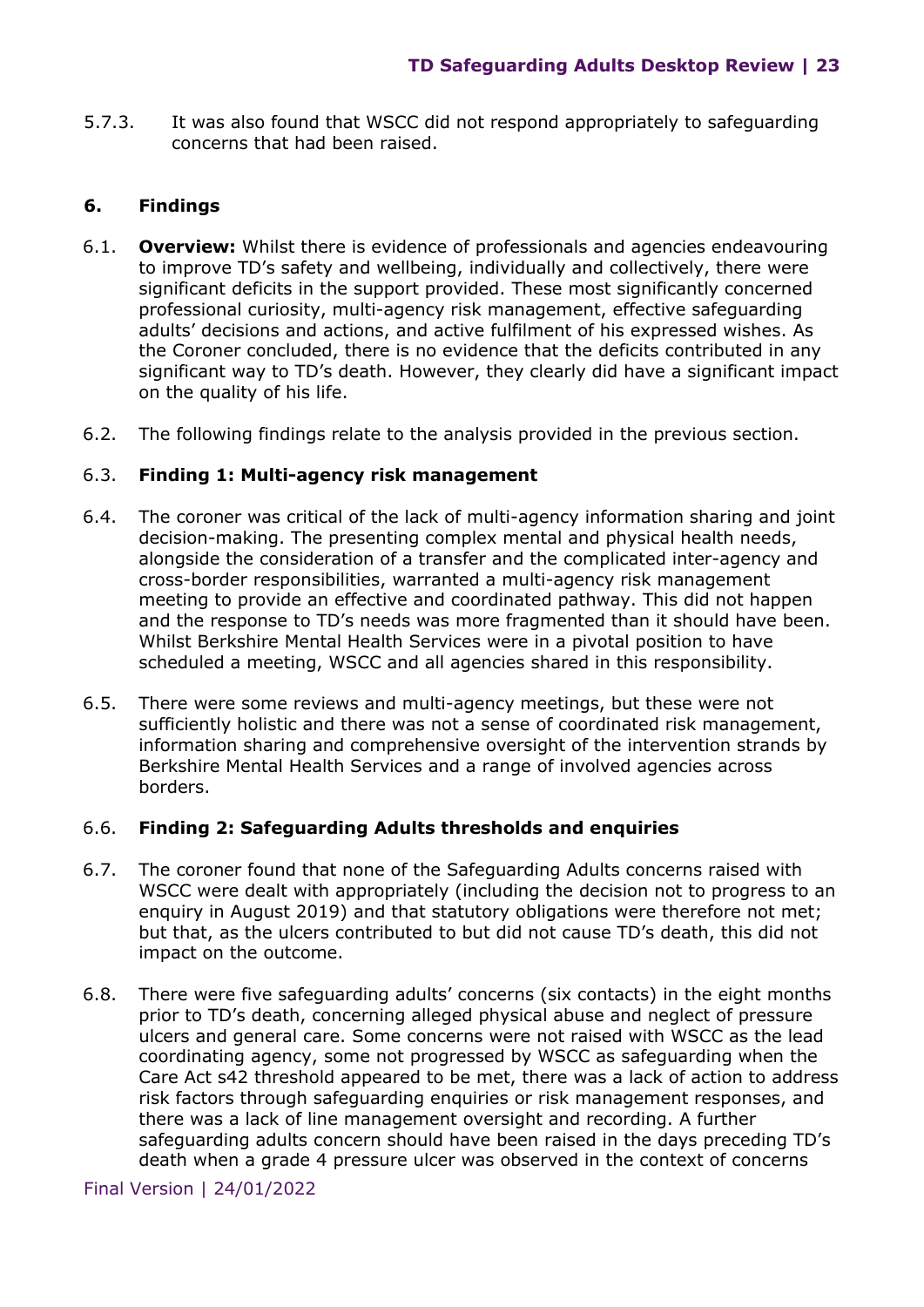5.7.3. It was also found that WSCC did not respond appropriately to safeguarding concerns that had been raised.

## 6. Findings

6.1. **Overview:** Whilst there is evidence of professionals and agencies endeavouring to improve TD's safety and wellbeing, individually and collectively, there were significant deficits in the support provided. These most significantly concerned professional curiosity, multi-agency risk management, effective safeguarding adults' decisions and actions, and active fulfilment of his expressed wishes. As the Coroner concluded, there is no evidence that the deficits contributed in any significant way to TD's death. However, they clearly did have a significant impact on the quality of his life.

6.2. The following findings relate to the analysis provided in the previous section.

6.3. **Finding 1: Multi-agency risk management**

6.4. The coroner was critical of the lack of multi-agency information sharing and joint decision-making. The presenting complex mental and physical health needs, alongside the consideration of a transfer and the complicated inter-agency and cross-border responsibilities, warranted a multi-agency risk management meeting to provide an effective and coordinated pathway. This did not happen and the response to TD's needs was more fragmented than it should have been. Whilst Berkshire Mental Health Services were in a pivotal position to have scheduled a meeting, WSCC and all agencies shared in this responsibility.

6.5. There were some reviews and multi-agency meetings, but these were not sufficiently holistic and there was not a sense of coordinated risk management, information sharing and comprehensive oversight of the intervention strands by Berkshire Mental Health Services and a range of involved agencies across borders.

6.6. **Finding 2: Safeguarding Adults thresholds and enquiries**

6.7. The coroner found that none of the Safeguarding Adults concerns raised with WSCC were dealt with appropriately (including the decision not to progress to an enquiry in August 2019) and that statutory obligations were therefore not met; but that, as the ulcers contributed to but did not cause TD's death, this did not impact on the outcome.

6.8. There were five safeguarding adults' concerns (six contacts) in the eight months prior to TD's death, concerning alleged physical abuse and neglect of pressure ulcers and general care. Some concerns were not raised with WSCC as the lead coordinating agency, some not progressed by WSCC as safeguarding when the Care Act s42 threshold appeared to be met, there was a lack of action to address risk factors through safeguarding enquiries or risk management responses, and there was a lack of line management oversight and recording. A further safeguarding adults concern should have been raised in the days preceding TD's death when a grade 4 pressure ulcer was observed in the context of concerns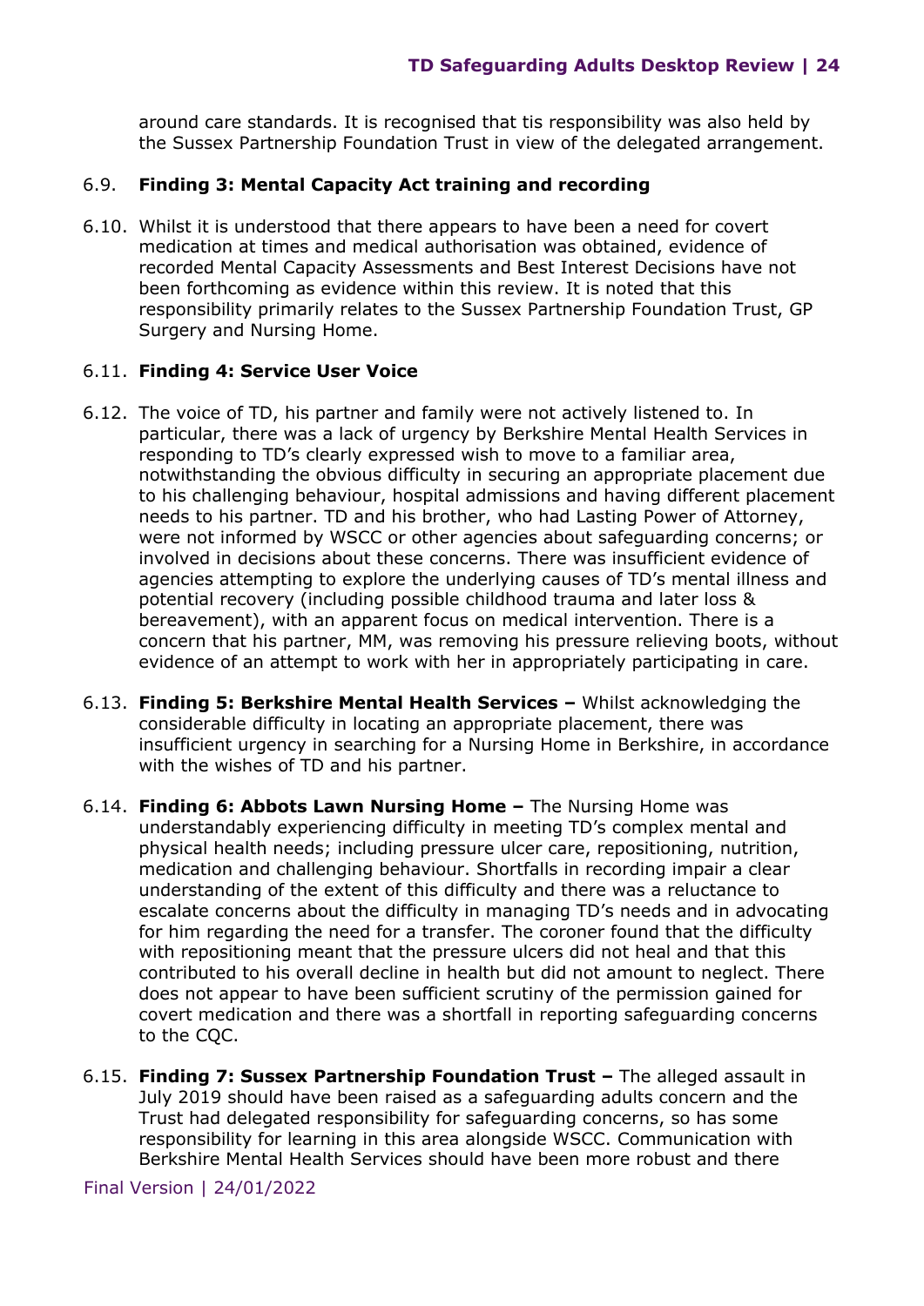around care standards. It is recognised that tis responsibility was also held by the Sussex Partnership Foundation Trust in view of the delegated arrangement.

6.9. **Finding 3: Mental Capacity Act training and recording**

6.10. Whilst it is understood that there appears to have been a need for covert medication at times and medical authorisation was obtained, evidence of recorded Mental Capacity Assessments and Best Interest Decisions have not been forthcoming as evidence within this review. It is noted that this responsibility primarily relates to the Sussex Partnership Foundation Trust, GP Surgery and Nursing Home.

6.11. **Finding 4: Service User Voice**

6.12. The voice of TD, his partner and family were not actively listened to. In particular, there was a lack of urgency by Berkshire Mental Health Services in responding to TD's clearly expressed wish to move to a familiar area, notwithstanding the obvious difficulty in securing an appropriate placement due to his challenging behaviour, hospital admissions and having different placement needs to his partner. TD and his brother, who had Lasting Power of Attorney, were not informed by WSCC or other agencies about safeguarding concerns; or involved in decisions about these concerns. There was insufficient evidence of agencies attempting to explore the underlying causes of TD's mental illness and potential recovery (including possible childhood trauma and later loss & bereavement), with an apparent focus on medical intervention. There is a concern that his partner, MM, was removing his pressure relieving boots, without evidence of an attempt to work with her in appropriately participating in care.

6.13. **Finding 5: Berkshire Mental Health Services –** Whilst acknowledging the considerable difficulty in locating an appropriate placement, there was insufficient urgency in searching for a Nursing Home in Berkshire, in accordance with the wishes of TD and his partner.

6.14. **Finding 6: Abbots Lawn Nursing Home –** The Nursing Home was understandably experiencing difficulty in meeting TD's complex mental and physical health needs; including pressure ulcer care, repositioning, nutrition, medication and challenging behaviour. Shortfalls in recording impair a clear understanding of the extent of this difficulty and there was a reluctance to escalate concerns about the difficulty in managing TD's needs and in advocating for him regarding the need for a transfer. The coroner found that the difficulty with repositioning meant that the pressure ulcers did not heal and that this contributed to his overall decline in health but did not amount to neglect. There does not appear to have been sufficient scrutiny of the permission gained for covert medication and there was a shortfall in reporting safeguarding concerns to the CQC.

6.15. **Finding 7: Sussex Partnership Foundation Trust –** The alleged assault in July 2019 should have been raised as a safeguarding adults concern and the Trust had delegated responsibility for safeguarding concerns, so has some responsibility for learning in this area alongside WSCC. Communication with Berkshire Mental Health Services should have been more robust and there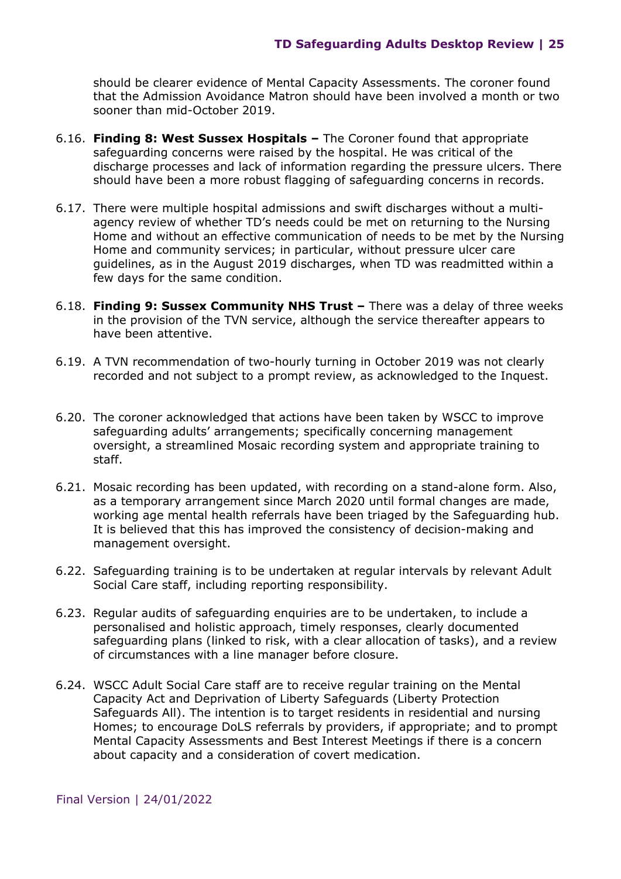should be clearer evidence of Mental Capacity Assessments. The coroner found that the Admission Avoidance Matron should have been involved a month or two sooner than mid-October 2019.

6.16. **Finding 8: West Sussex Hospitals –** The Coroner found that appropriate safeguarding concerns were raised by the hospital. He was critical of the discharge processes and lack of information regarding the pressure ulcers. There should have been a more robust flagging of safeguarding concerns in records.

6.17. There were multiple hospital admissions and swift discharges without a multi-agency review of whether TD's needs could be met on returning to the Nursing Home and without an effective communication of needs to be met by the Nursing Home and community services; in particular, without pressure ulcer care guidelines, as in the August 2019 discharges, when TD was readmitted within a few days for the same condition.

6.18. **Finding 9: Sussex Community NHS Trust –** There was a delay of three weeks in the provision of the TVN service, although the service thereafter appears to have been attentive.

6.19. A TVN recommendation of two-hourly turning in October 2019 was not clearly recorded and not subject to a prompt review, as acknowledged to the Inquest.

6.20. The coroner acknowledged that actions have been taken by WSCC to improve safeguarding adults' arrangements; specifically concerning management oversight, a streamlined Mosaic recording system and appropriate training to staff.

6.21. Mosaic recording has been updated, with recording on a stand-alone form. Also, as a temporary arrangement since March 2020 until formal changes are made, working age mental health referrals have been triaged by the Safeguarding hub. It is believed that this has improved the consistency of decision-making and management oversight.

6.22. Safeguarding training is to be undertaken at regular intervals by relevant Adult Social Care staff, including reporting responsibility.

6.23. Regular audits of safeguarding enquiries are to be undertaken, to include a personalised and holistic approach, timely responses, clearly documented safeguarding plans (linked to risk, with a clear allocation of tasks), and a review of circumstances with a line manager before closure.

6.24. WSCC Adult Social Care staff are to receive regular training on the Mental Capacity Act and Deprivation of Liberty Safeguards (Liberty Protection Safeguards All). The intention is to target residents in residential and nursing Homes; to encourage DoLS referrals by providers, if appropriate; and to prompt Mental Capacity Assessments and Best Interest Meetings if there is a concern about capacity and a consideration of covert medication.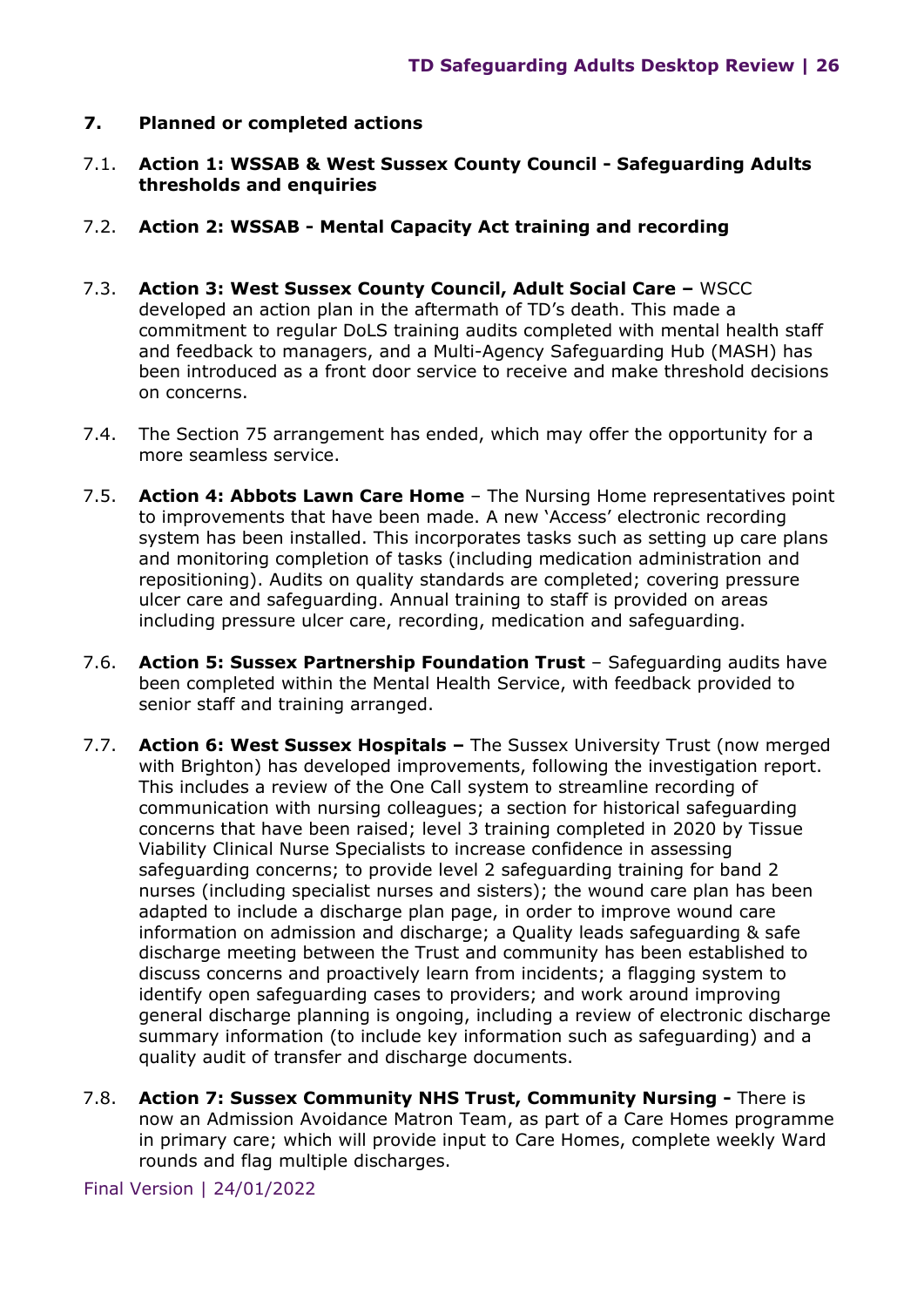## 7. Planned or completed actions

7.1. **Action 1: WSSAB & West Sussex County Council - Safeguarding Adults thresholds and enquiries**

7.2. **Action 2: WSSAB - Mental Capacity Act training and recording**

7.3. **Action 3: West Sussex County Council, Adult Social Care –** WSCC developed an action plan in the aftermath of TD's death. This made a commitment to regular DoLS training audits completed with mental health staff and feedback to managers, and a Multi-Agency Safeguarding Hub (MASH) has been introduced as a front door service to receive and make threshold decisions on concerns.

7.4. The Section 75 arrangement has ended, which may offer the opportunity for a more seamless service.

7.5. **Action 4: Abbots Lawn Care Home** – The Nursing Home representatives point to improvements that have been made. A new 'Access' electronic recording system has been installed. This incorporates tasks such as setting up care plans and monitoring completion of tasks (including medication administration and repositioning). Audits on quality standards are completed; covering pressure ulcer care and safeguarding. Annual training to staff is provided on areas including pressure ulcer care, recording, medication and safeguarding.

7.6. **Action 5: Sussex Partnership Foundation Trust** – Safeguarding audits have been completed within the Mental Health Service, with feedback provided to senior staff and training arranged.

7.7. **Action 6: West Sussex Hospitals –** The Sussex University Trust (now merged with Brighton) has developed improvements, following the investigation report. This includes a review of the One Call system to streamline recording of communication with nursing colleagues; a section for historical safeguarding concerns that have been raised; level 3 training completed in 2020 by Tissue Viability Clinical Nurse Specialists to increase confidence in assessing safeguarding concerns; to provide level 2 safeguarding training for band 2 nurses (including specialist nurses and sisters); the wound care plan has been adapted to include a discharge plan page, in order to improve wound care information on admission and discharge; a Quality leads safeguarding & safe discharge meeting between the Trust and community has been established to discuss concerns and proactively learn from incidents; a flagging system to identify open safeguarding cases to providers; and work around improving general discharge planning is ongoing, including a review of electronic discharge summary information (to include key information such as safeguarding) and a quality audit of transfer and discharge documents.

7.8. **Action 7: Sussex Community NHS Trust, Community Nursing -** There is now an Admission Avoidance Matron Team, as part of a Care Homes programme in primary care; which will provide input to Care Homes, complete weekly Ward rounds and flag multiple discharges.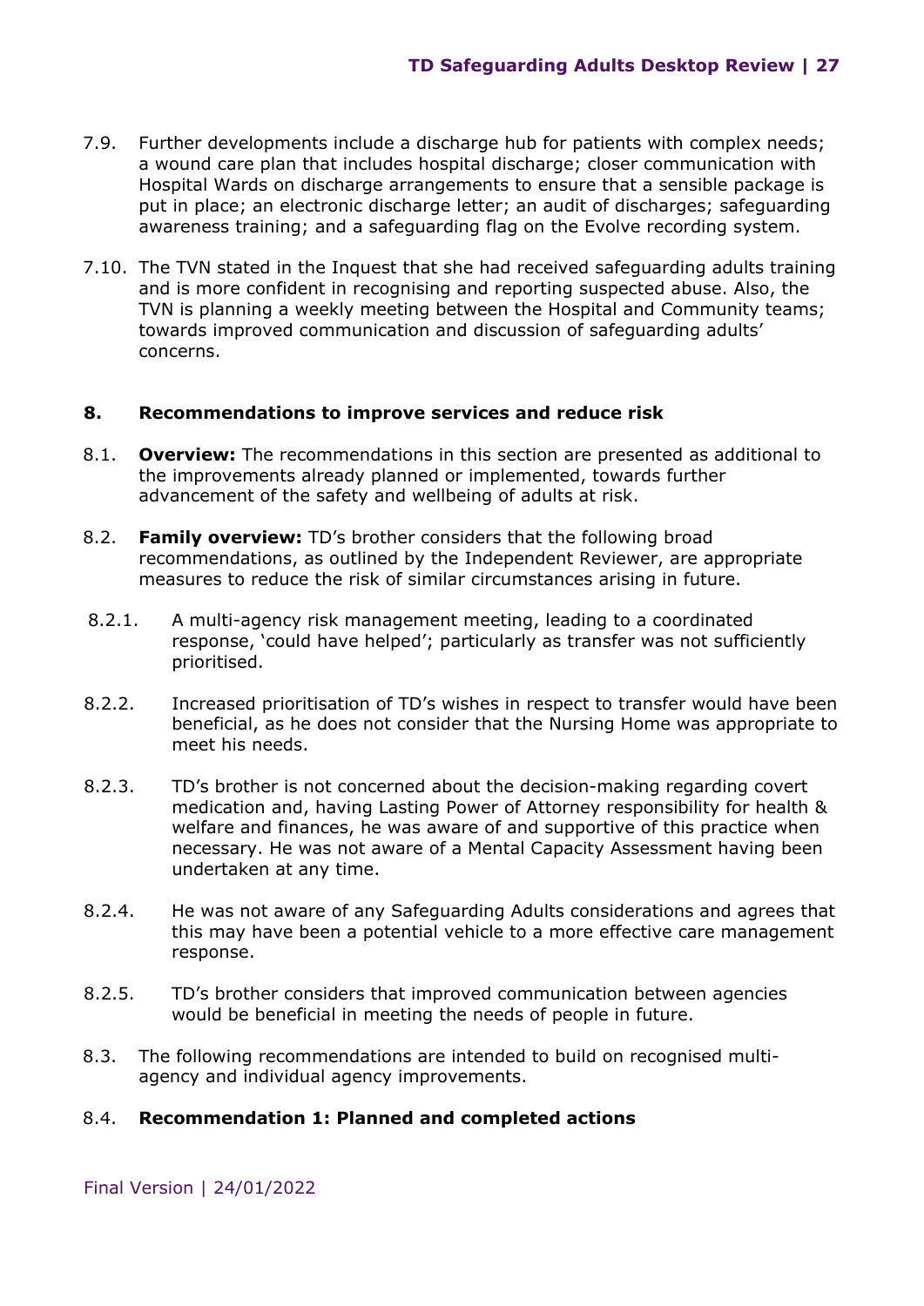7.9. Further developments include a discharge hub for patients with complex needs; a wound care plan that includes hospital discharge; closer communication with Hospital Wards on discharge arrangements to ensure that a sensible package is put in place; an electronic discharge letter; an audit of discharges; safeguarding awareness training; and a safeguarding flag on the Evolve recording system.

7.10. The TVN stated in the Inquest that she had received safeguarding adults training and is more confident in recognising and reporting suspected abuse. Also, the TVN is planning a weekly meeting between the Hospital and Community teams; towards improved communication and discussion of safeguarding adults' concerns.

## 8. Recommendations to improve services and reduce risk

8.1. **Overview:** The recommendations in this section are presented as additional to the improvements already planned or implemented, towards further advancement of the safety and wellbeing of adults at risk.

8.2. **Family overview:** TD's brother considers that the following broad recommendations, as outlined by the Independent Reviewer, are appropriate measures to reduce the risk of similar circumstances arising in future.

8.2.1. A multi-agency risk management meeting, leading to a coordinated response, 'could have helped'; particularly as transfer was not sufficiently prioritised.

8.2.2. Increased prioritisation of TD's wishes in respect to transfer would have been beneficial, as he does not consider that the Nursing Home was appropriate to meet his needs.

8.2.3. TD's brother is not concerned about the decision-making regarding covert medication and, having Lasting Power of Attorney responsibility for health & welfare and finances, he was aware of and supportive of this practice when necessary. He was not aware of a Mental Capacity Assessment having been undertaken at any time.

8.2.4. He was not aware of any Safeguarding Adults considerations and agrees that this may have been a potential vehicle to a more effective care management response.

8.2.5. TD's brother considers that improved communication between agencies would be beneficial in meeting the needs of people in future.

8.3. The following recommendations are intended to build on recognised multi-agency and individual agency improvements.

8.4. **Recommendation 1: Planned and completed actions**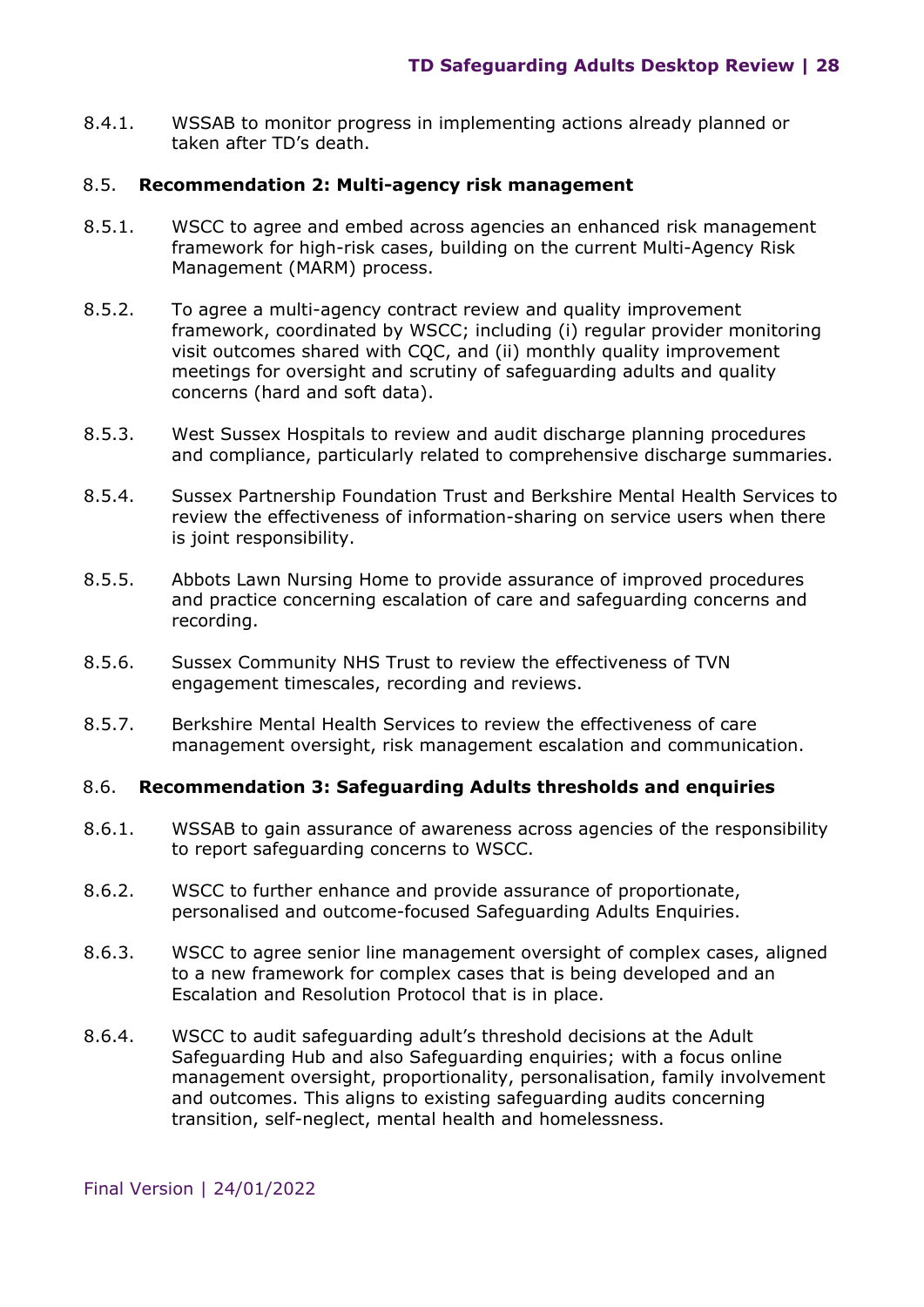8.4.1. WSSAB to monitor progress in implementing actions already planned or taken after TD's death.

### 8.5. Recommendation 2: Multi-agency risk management

8.5.1. WSCC to agree and embed across agencies an enhanced risk management framework for high-risk cases, building on the current Multi-Agency Risk Management (MARM) process.

8.5.2. To agree a multi-agency contract review and quality improvement framework, coordinated by WSCC; including (i) regular provider monitoring visit outcomes shared with CQC, and (ii) monthly quality improvement meetings for oversight and scrutiny of safeguarding adults and quality concerns (hard and soft data).

8.5.3. West Sussex Hospitals to review and audit discharge planning procedures and compliance, particularly related to comprehensive discharge summaries.

8.5.4. Sussex Partnership Foundation Trust and Berkshire Mental Health Services to review the effectiveness of information-sharing on service users when there is joint responsibility.

8.5.5. Abbots Lawn Nursing Home to provide assurance of improved procedures and practice concerning escalation of care and safeguarding concerns and recording.

8.5.6. Sussex Community NHS Trust to review the effectiveness of TVN engagement timescales, recording and reviews.

8.5.7. Berkshire Mental Health Services to review the effectiveness of care management oversight, risk management escalation and communication.

### 8.6. Recommendation 3: Safeguarding Adults thresholds and enquiries

8.6.1. WSSAB to gain assurance of awareness across agencies of the responsibility to report safeguarding concerns to WSCC.

8.6.2. WSCC to further enhance and provide assurance of proportionate, personalised and outcome-focused Safeguarding Adults Enquiries.

8.6.3. WSCC to agree senior line management oversight of complex cases, aligned to a new framework for complex cases that is being developed and an Escalation and Resolution Protocol that is in place.

8.6.4. WSCC to audit safeguarding adult's threshold decisions at the Adult Safeguarding Hub and also Safeguarding enquiries; with a focus online management oversight, proportionality, personalisation, family involvement and outcomes. This aligns to existing safeguarding audits concerning transition, self-neglect, mental health and homelessness.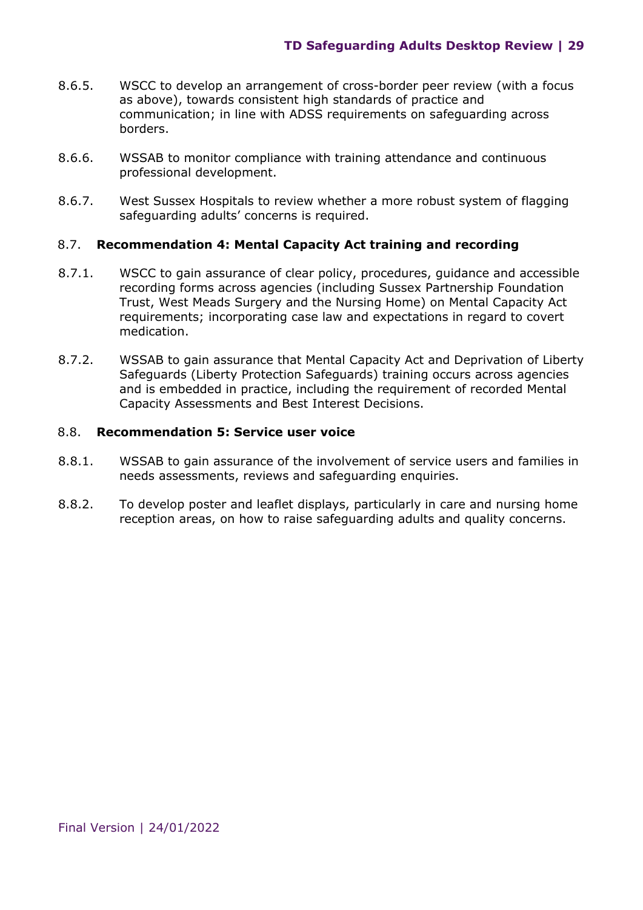8.6.5. WSCC to develop an arrangement of cross-border peer review (with a focus as above), towards consistent high standards of practice and communication; in line with ADSS requirements on safeguarding across borders.

8.6.6. WSSAB to monitor compliance with training attendance and continuous professional development.

8.6.7. West Sussex Hospitals to review whether a more robust system of flagging safeguarding adults' concerns is required.

### 8.7. Recommendation 4: Mental Capacity Act training and recording

8.7.1. WSCC to gain assurance of clear policy, procedures, guidance and accessible recording forms across agencies (including Sussex Partnership Foundation Trust, West Meads Surgery and the Nursing Home) on Mental Capacity Act requirements; incorporating case law and expectations in regard to covert medication.

8.7.2. WSSAB to gain assurance that Mental Capacity Act and Deprivation of Liberty Safeguards (Liberty Protection Safeguards) training occurs across agencies and is embedded in practice, including the requirement of recorded Mental Capacity Assessments and Best Interest Decisions.

### 8.8. Recommendation 5: Service user voice

8.8.1. WSSAB to gain assurance of the involvement of service users and families in needs assessments, reviews and safeguarding enquiries.

8.8.2. To develop poster and leaflet displays, particularly in care and nursing home reception areas, on how to raise safeguarding adults and quality concerns.